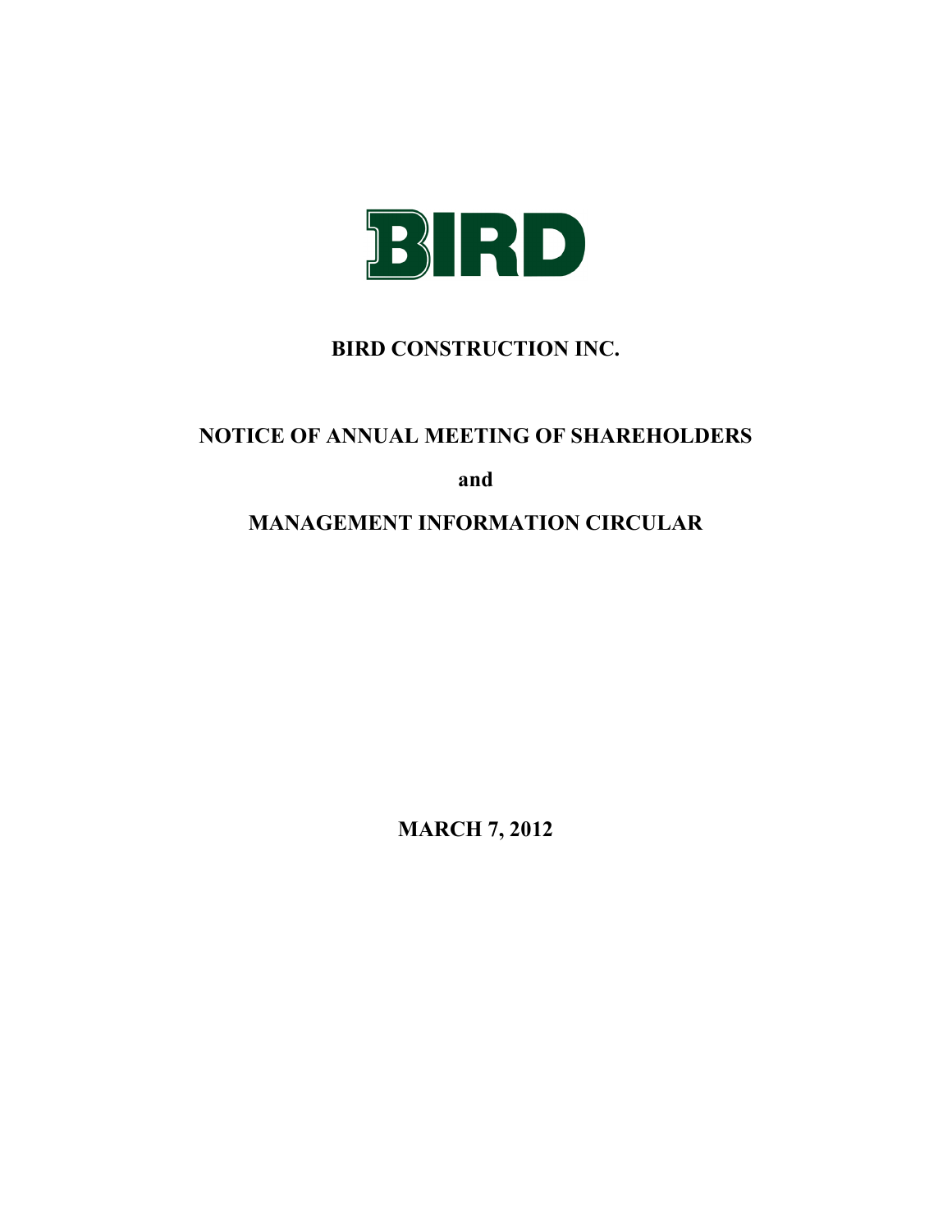BIRD

# BIRD CONSTRUCTION INC.

## NOTICE OF ANNUAL MEETING OF SHAREHOLDERS

**and**

## MANAGEMENT INFORMATION CIRCULAR

**MARCH 7, 2012**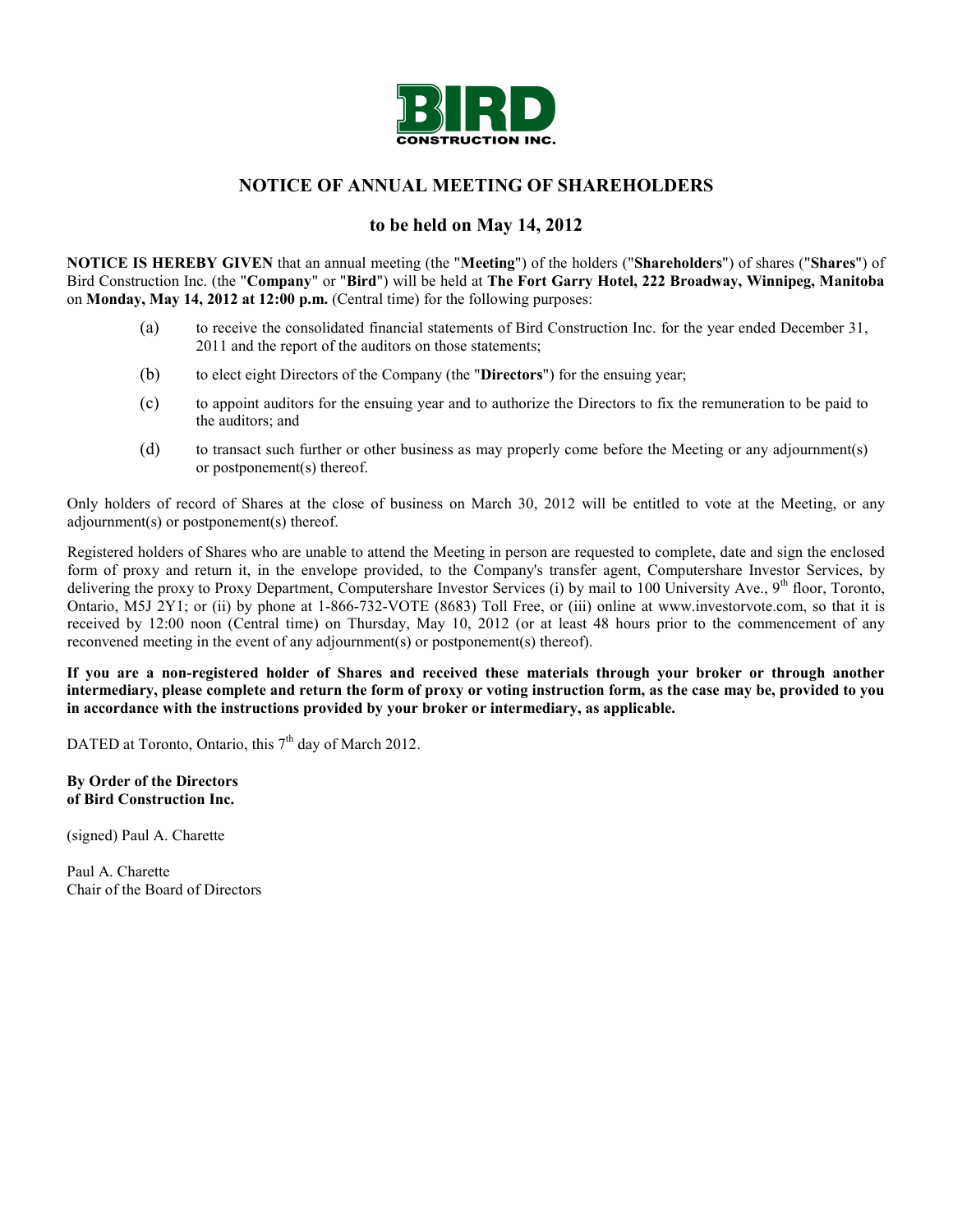BIRD
CONSTRUCTION INC.

# NOTICE OF ANNUAL MEETING OF SHAREHOLDERS

## to be held on May 14, 2012

**NOTICE IS HEREBY GIVEN** that an annual meeting (the "**Meeting**") of the holders ("**Shareholders**") of shares ("**Shares**") of Bird Construction Inc. (the "**Company**" or "**Bird**") will be held at **The Fort Garry Hotel, 222 Broadway, Winnipeg, Manitoba** on **Monday, May 14, 2012 at 12:00 p.m.** (Central time) for the following purposes:

(a) to receive the consolidated financial statements of Bird Construction Inc. for the year ended December 31, 2011 and the report of the auditors on those statements;

(b) to elect eight Directors of the Company (the "**Directors**") for the ensuing year;

(c) to appoint auditors for the ensuing year and to authorize the Directors to fix the remuneration to be paid to the auditors; and

(d) to transact such further or other business as may properly come before the Meeting or any adjournment(s) or postponement(s) thereof.

Only holders of record of Shares at the close of business on March 30, 2012 will be entitled to vote at the Meeting, or any adjournment(s) or postponement(s) thereof.

Registered holders of Shares who are unable to attend the Meeting in person are requested to complete, date and sign the enclosed form of proxy and return it, in the envelope provided, to the Company's transfer agent, Computershare Investor Services, by delivering the proxy to Proxy Department, Computershare Investor Services (i) by mail to 100 University Ave., 9th floor, Toronto, Ontario, M5J 2Y1; or (ii) by phone at 1-866-732-VOTE (8683) Toll Free, or (iii) online at www.investorvote.com, so that it is received by 12:00 noon (Central time) on Thursday, May 10, 2012 (or at least 48 hours prior to the commencement of any reconvened meeting in the event of any adjournment(s) or postponement(s) thereof).

**If you are a non-registered holder of Shares and received these materials through your broker or through another intermediary, please complete and return the form of proxy or voting instruction form, as the case may be, provided to you in accordance with the instructions provided by your broker or intermediary, as applicable.**

DATED at Toronto, Ontario, this 7th day of March 2012.

**By Order of the Directors**
**of Bird Construction Inc.**

(signed) Paul A. Charette

Paul A. Charette
Chair of the Board of Directors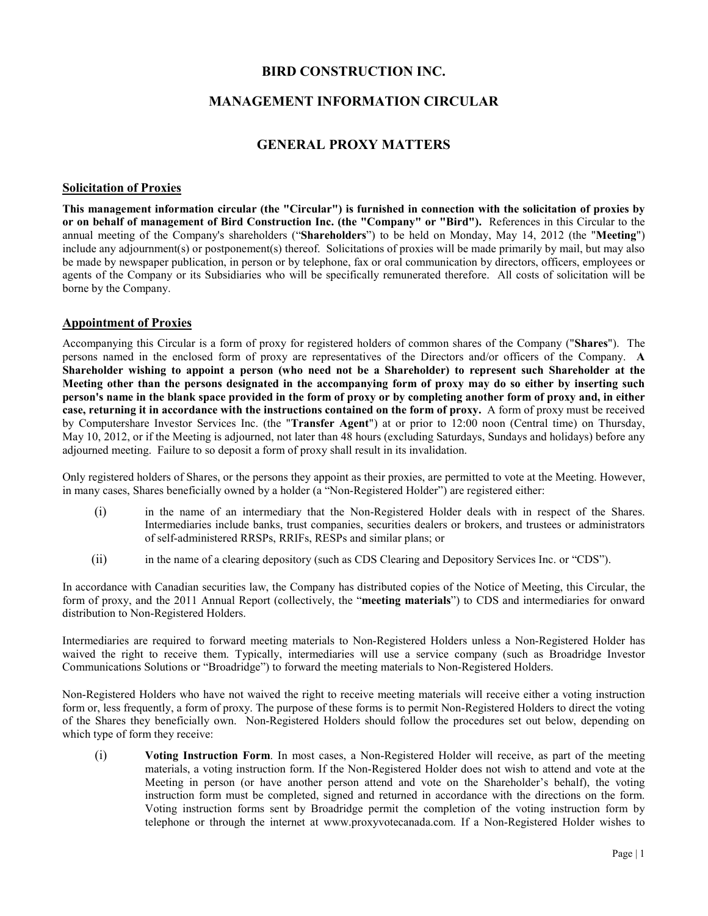# BIRD CONSTRUCTION INC.

## MANAGEMENT INFORMATION CIRCULAR

## GENERAL PROXY MATTERS

### Solicitation of Proxies

**This management information circular (the "Circular") is furnished in connection with the solicitation of proxies by or on behalf of management of Bird Construction Inc. (the "Company" or "Bird").** References in this Circular to the annual meeting of the Company's shareholders ("**Shareholders**") to be held on Monday, May 14, 2012 (the "**Meeting**") include any adjournment(s) or postponement(s) thereof. Solicitations of proxies will be made primarily by mail, but may also be made by newspaper publication, in person or by telephone, fax or oral communication by directors, officers, employees or agents of the Company or its Subsidiaries who will be specifically remunerated therefore. All costs of solicitation will be borne by the Company.

### Appointment of Proxies

Accompanying this Circular is a form of proxy for registered holders of common shares of the Company ("**Shares**"). The persons named in the enclosed form of proxy are representatives of the Directors and/or officers of the Company. **A Shareholder wishing to appoint a person (who need not be a Shareholder) to represent such Shareholder at the Meeting other than the persons designated in the accompanying form of proxy may do so either by inserting such person's name in the blank space provided in the form of proxy or by completing another form of proxy and, in either case, returning it in accordance with the instructions contained on the form of proxy.** A form of proxy must be received by Computershare Investor Services Inc. (the "**Transfer Agent**") at or prior to 12:00 noon (Central time) on Thursday, May 10, 2012, or if the Meeting is adjourned, not later than 48 hours (excluding Saturdays, Sundays and holidays) before any adjourned meeting. Failure to so deposit a form of proxy shall result in its invalidation.

Only registered holders of Shares, or the persons they appoint as their proxies, are permitted to vote at the Meeting. However, in many cases, Shares beneficially owned by a holder (a "Non-Registered Holder") are registered either:

(i) in the name of an intermediary that the Non-Registered Holder deals with in respect of the Shares. Intermediaries include banks, trust companies, securities dealers or brokers, and trustees or administrators of self-administered RRSPs, RRIFs, RESPs and similar plans; or

(ii) in the name of a clearing depository (such as CDS Clearing and Depository Services Inc. or "CDS").

In accordance with Canadian securities law, the Company has distributed copies of the Notice of Meeting, this Circular, the form of proxy, and the 2011 Annual Report (collectively, the "**meeting materials**") to CDS and intermediaries for onward distribution to Non-Registered Holders.

Intermediaries are required to forward meeting materials to Non-Registered Holders unless a Non-Registered Holder has waived the right to receive them. Typically, intermediaries will use a service company (such as Broadridge Investor Communications Solutions or "Broadridge") to forward the meeting materials to Non-Registered Holders.

Non-Registered Holders who have not waived the right to receive meeting materials will receive either a voting instruction form or, less frequently, a form of proxy. The purpose of these forms is to permit Non-Registered Holders to direct the voting of the Shares they beneficially own. Non-Registered Holders should follow the procedures set out below, depending on which type of form they receive:

(i) **Voting Instruction Form**. In most cases, a Non-Registered Holder will receive, as part of the meeting materials, a voting instruction form. If the Non-Registered Holder does not wish to attend and vote at the Meeting in person (or have another person attend and vote on the Shareholder's behalf), the voting instruction form must be completed, signed and returned in accordance with the directions on the form. Voting instruction forms sent by Broadridge permit the completion of the voting instruction form by telephone or through the internet at www.proxyvotecanada.com. If a Non-Registered Holder wishes to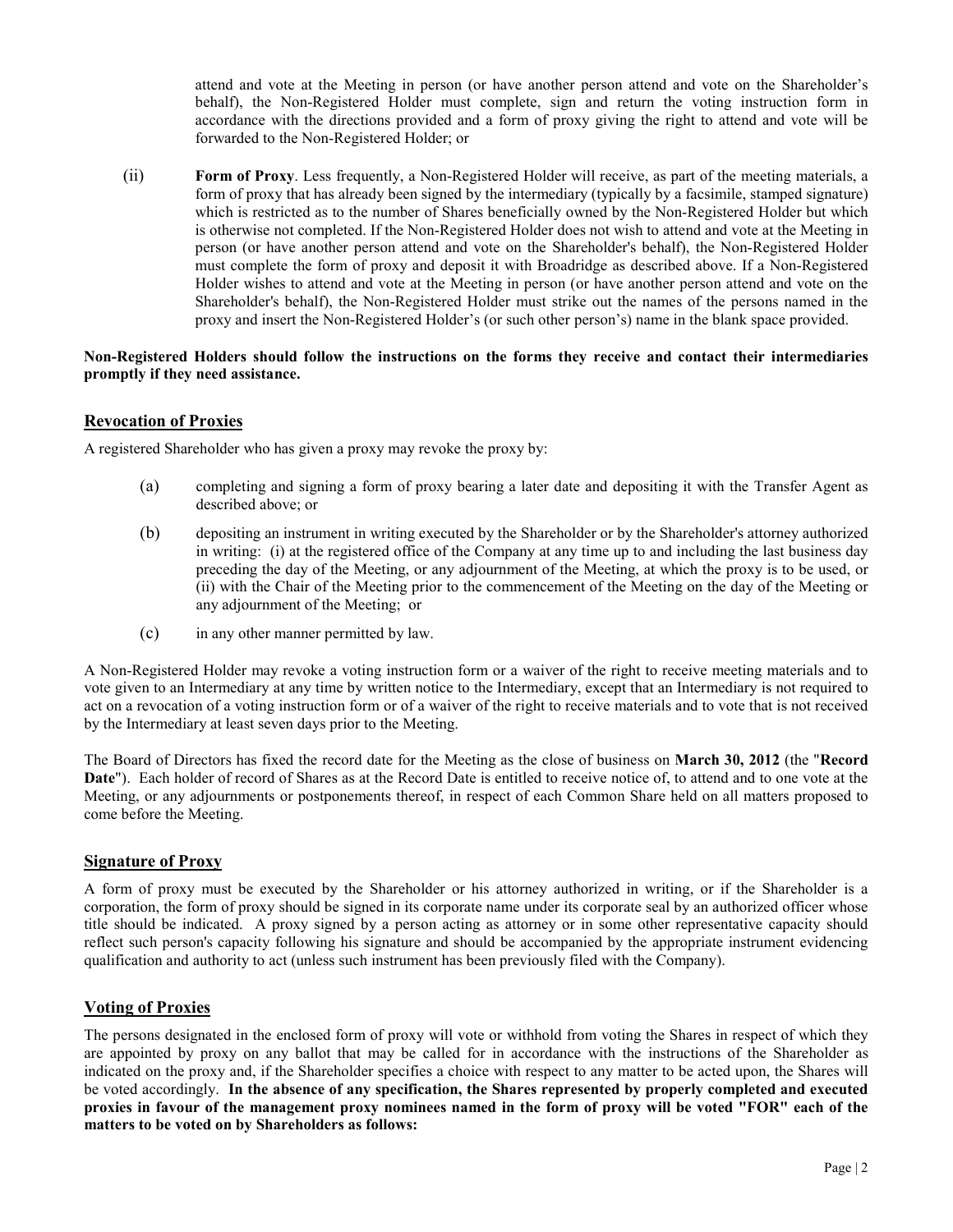attend and vote at the Meeting in person (or have another person attend and vote on the Shareholder's behalf), the Non-Registered Holder must complete, sign and return the voting instruction form in accordance with the directions provided and a form of proxy giving the right to attend and vote will be forwarded to the Non-Registered Holder; or

(ii) **Form of Proxy**. Less frequently, a Non-Registered Holder will receive, as part of the meeting materials, a form of proxy that has already been signed by the intermediary (typically by a facsimile, stamped signature) which is restricted as to the number of Shares beneficially owned by the Non-Registered Holder but which is otherwise not completed. If the Non-Registered Holder does not wish to attend and vote at the Meeting in person (or have another person attend and vote on the Shareholder's behalf), the Non-Registered Holder must complete the form of proxy and deposit it with Broadridge as described above. If a Non-Registered Holder wishes to attend and vote at the Meeting in person (or have another person attend and vote on the Shareholder's behalf), the Non-Registered Holder must strike out the names of the persons named in the proxy and insert the Non-Registered Holder's (or such other person's) name in the blank space provided.

**Non-Registered Holders should follow the instructions on the forms they receive and contact their intermediaries promptly if they need assistance.**

## Revocation of Proxies

A registered Shareholder who has given a proxy may revoke the proxy by:

(a) completing and signing a form of proxy bearing a later date and depositing it with the Transfer Agent as described above; or

(b) depositing an instrument in writing executed by the Shareholder or by the Shareholder's attorney authorized in writing: (i) at the registered office of the Company at any time up to and including the last business day preceding the day of the Meeting, or any adjournment of the Meeting, at which the proxy is to be used, or (ii) with the Chair of the Meeting prior to the commencement of the Meeting on the day of the Meeting or any adjournment of the Meeting; or

(c) in any other manner permitted by law.

A Non-Registered Holder may revoke a voting instruction form or a waiver of the right to receive meeting materials and to vote given to an Intermediary at any time by written notice to the Intermediary, except that an Intermediary is not required to act on a revocation of a voting instruction form or of a waiver of the right to receive materials and to vote that is not received by the Intermediary at least seven days prior to the Meeting.

The Board of Directors has fixed the record date for the Meeting as the close of business on **March 30, 2012** (the "**Record Date**"). Each holder of record of Shares as at the Record Date is entitled to receive notice of, to attend and to one vote at the Meeting, or any adjournments or postponements thereof, in respect of each Common Share held on all matters proposed to come before the Meeting.

## Signature of Proxy

A form of proxy must be executed by the Shareholder or his attorney authorized in writing, or if the Shareholder is a corporation, the form of proxy should be signed in its corporate name under its corporate seal by an authorized officer whose title should be indicated. A proxy signed by a person acting as attorney or in some other representative capacity should reflect such person's capacity following his signature and should be accompanied by the appropriate instrument evidencing qualification and authority to act (unless such instrument has been previously filed with the Company).

## Voting of Proxies

The persons designated in the enclosed form of proxy will vote or withhold from voting the Shares in respect of which they are appointed by proxy on any ballot that may be called for in accordance with the instructions of the Shareholder as indicated on the proxy and, if the Shareholder specifies a choice with respect to any matter to be acted upon, the Shares will be voted accordingly. **In the absence of any specification, the Shares represented by properly completed and executed proxies in favour of the management proxy nominees named in the form of proxy will be voted "FOR" each of the matters to be voted on by Shareholders as follows:**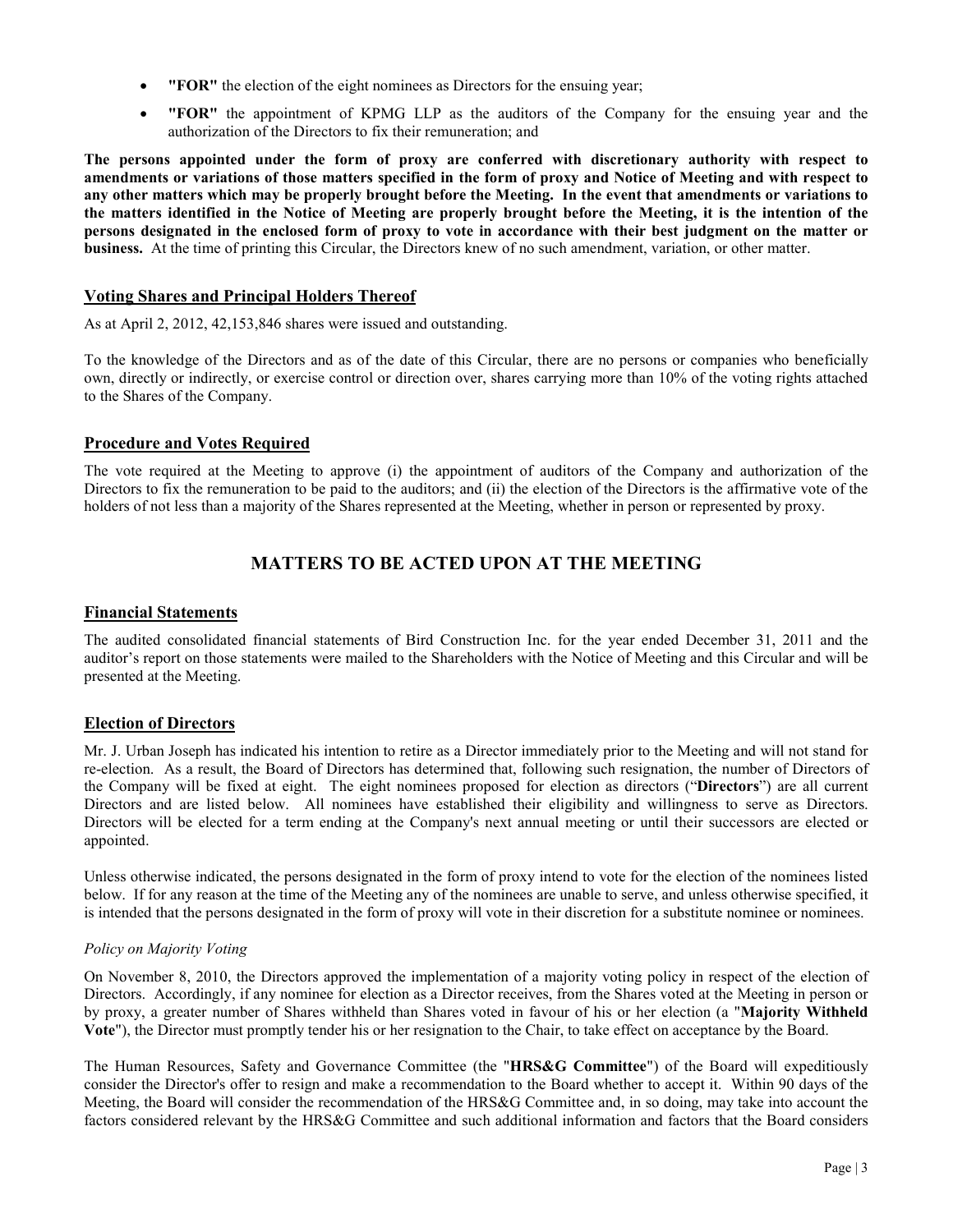- **"FOR"** the election of the eight nominees as Directors for the ensuing year;
- **"FOR"** the appointment of KPMG LLP as the auditors of the Company for the ensuing year and the authorization of the Directors to fix their remuneration; and

**The persons appointed under the form of proxy are conferred with discretionary authority with respect to amendments or variations of those matters specified in the form of proxy and Notice of Meeting and with respect to any other matters which may be properly brought before the Meeting. In the event that amendments or variations to the matters identified in the Notice of Meeting are properly brought before the Meeting, it is the intention of the persons designated in the enclosed form of proxy to vote in accordance with their best judgment on the matter or business.** At the time of printing this Circular, the Directors knew of no such amendment, variation, or other matter.

## Voting Shares and Principal Holders Thereof

As at April 2, 2012, 42,153,846 shares were issued and outstanding.

To the knowledge of the Directors and as of the date of this Circular, there are no persons or companies who beneficially own, directly or indirectly, or exercise control or direction over, shares carrying more than 10% of the voting rights attached to the Shares of the Company.

## Procedure and Votes Required

The vote required at the Meeting to approve (i) the appointment of auditors of the Company and authorization of the Directors to fix the remuneration to be paid to the auditors; and (ii) the election of the Directors is the affirmative vote of the holders of not less than a majority of the Shares represented at the Meeting, whether in person or represented by proxy.

# MATTERS TO BE ACTED UPON AT THE MEETING

## Financial Statements

The audited consolidated financial statements of Bird Construction Inc. for the year ended December 31, 2011 and the auditor's report on those statements were mailed to the Shareholders with the Notice of Meeting and this Circular and will be presented at the Meeting.

## Election of Directors

Mr. J. Urban Joseph has indicated his intention to retire as a Director immediately prior to the Meeting and will not stand for re-election. As a result, the Board of Directors has determined that, following such resignation, the number of Directors of the Company will be fixed at eight. The eight nominees proposed for election as directors ("**Directors**") are all current Directors and are listed below. All nominees have established their eligibility and willingness to serve as Directors. Directors will be elected for a term ending at the Company's next annual meeting or until their successors are elected or appointed.

Unless otherwise indicated, the persons designated in the form of proxy intend to vote for the election of the nominees listed below. If for any reason at the time of the Meeting any of the nominees are unable to serve, and unless otherwise specified, it is intended that the persons designated in the form of proxy will vote in their discretion for a substitute nominee or nominees.

*Policy on Majority Voting*

On November 8, 2010, the Directors approved the implementation of a majority voting policy in respect of the election of Directors. Accordingly, if any nominee for election as a Director receives, from the Shares voted at the Meeting in person or by proxy, a greater number of Shares withheld than Shares voted in favour of his or her election (a "**Majority Withheld Vote**"), the Director must promptly tender his or her resignation to the Chair, to take effect on acceptance by the Board.

The Human Resources, Safety and Governance Committee (the "**HRS&G Committee**") of the Board will expeditiously consider the Director's offer to resign and make a recommendation to the Board whether to accept it. Within 90 days of the Meeting, the Board will consider the recommendation of the HRS&G Committee and, in so doing, may take into account the factors considered relevant by the HRS&G Committee and such additional information and factors that the Board considers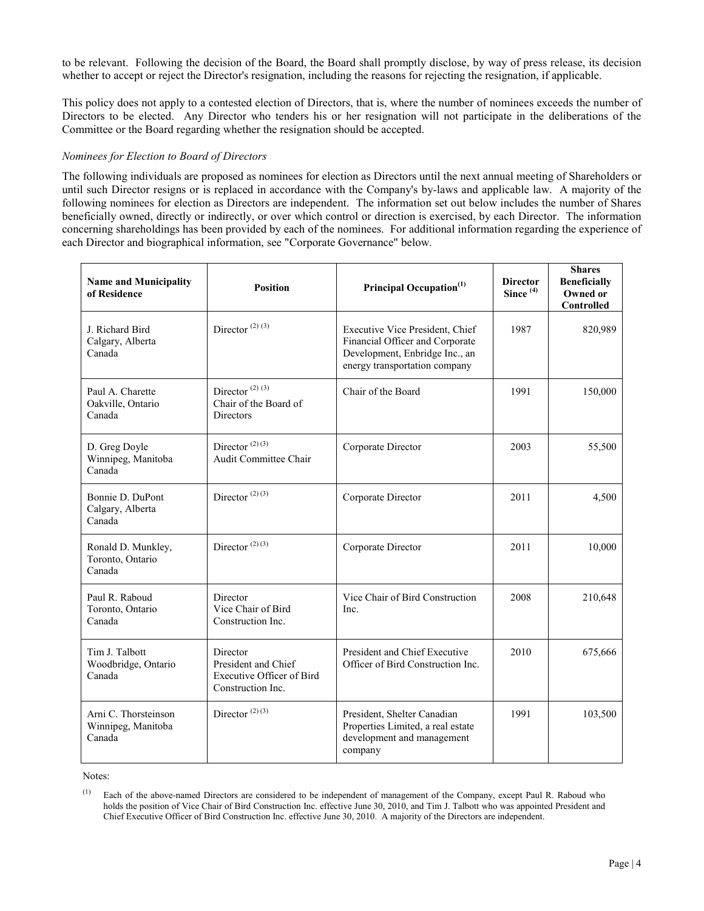to be relevant. Following the decision of the Board, the Board shall promptly disclose, by way of press release, its decision whether to accept or reject the Director's resignation, including the reasons for rejecting the resignation, if applicable.

This policy does not apply to a contested election of Directors, that is, where the number of nominees exceeds the number of Directors to be elected. Any Director who tenders his or her resignation will not participate in the deliberations of the Committee or the Board regarding whether the resignation should be accepted.

*Nominees for Election to Board of Directors*

The following individuals are proposed as nominees for election as Directors until the next annual meeting of Shareholders or until such Director resigns or is replaced in accordance with the Company's by-laws and applicable law. A majority of the following nominees for election as Directors are independent. The information set out below includes the number of Shares beneficially owned, directly or indirectly, or over which control or direction is exercised, by each Director. The information concerning shareholdings has been provided by each of the nominees. For additional information regarding the experience of each Director and biographical information, see "Corporate Governance" below.

| Name and Municipality of Residence | Position | Principal Occupation[(1)] | Director Since [(4)] | Shares Beneficially Owned or Controlled |
|---|---|---|---|---|
| J. Richard Bird<br>Calgary, Alberta<br>Canada | Director [(2) (3)] | Executive Vice President, Chief Financial Officer and Corporate Development, Enbridge Inc., an energy transportation company | 1987 | 820,989 |
| Paul A. Charette<br>Oakville, Ontario<br>Canada | Director [(2) (3)]<br>Chair of the Board of Directors | Chair of the Board | 1991 | 150,000 |
| D. Greg Doyle<br>Winnipeg, Manitoba<br>Canada | Director [(2) (3)]<br>Audit Committee Chair | Corporate Director | 2003 | 55,500 |
| Bonnie D. DuPont<br>Calgary, Alberta<br>Canada | Director [(2) (3)] | Corporate Director | 2011 | 4,500 |
| Ronald D. Munkley,<br>Toronto, Ontario<br>Canada | Director [(2) (3)] | Corporate Director | 2011 | 10,000 |
| Paul R. Raboud<br>Toronto, Ontario<br>Canada | Director<br>Vice Chair of Bird Construction Inc. | Vice Chair of Bird Construction Inc. | 2008 | 210,648 |
| Tim J. Talbott<br>Woodbridge, Ontario<br>Canada | Director<br>President and Chief Executive Officer of Bird Construction Inc. | President and Chief Executive Officer of Bird Construction Inc. | 2010 | 675,666 |
| Arni C. Thorsteinson<br>Winnipeg, Manitoba<br>Canada | Director [(2) (3)] | President, Shelter Canadian Properties Limited, a real estate development and management company | 1991 | 103,500 |

Notes:

(1) Each of the above-named Directors are considered to be independent of management of the Company, except Paul R. Raboud who holds the position of Vice Chair of Bird Construction Inc. effective June 30, 2010, and Tim J. Talbott who was appointed President and Chief Executive Officer of Bird Construction Inc. effective June 30, 2010. A majority of the Directors are independent.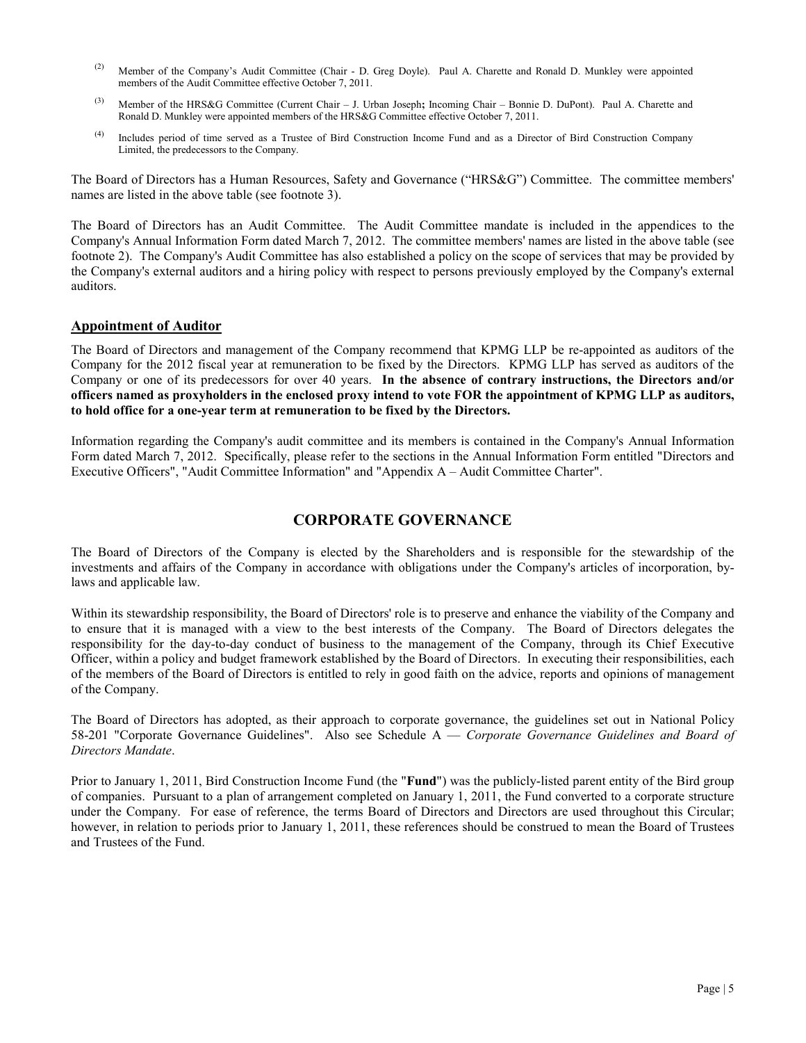(2) Member of the Company's Audit Committee (Chair - D. Greg Doyle). Paul A. Charette and Ronald D. Munkley were appointed members of the Audit Committee effective October 7, 2011.

(3) Member of the HRS&G Committee (Current Chair – J. Urban Joseph**;** Incoming Chair – Bonnie D. DuPont). Paul A. Charette and Ronald D. Munkley were appointed members of the HRS&G Committee effective October 7, 2011.

(4) Includes period of time served as a Trustee of Bird Construction Income Fund and as a Director of Bird Construction Company Limited, the predecessors to the Company.

The Board of Directors has a Human Resources, Safety and Governance ("HRS&G") Committee. The committee members' names are listed in the above table (see footnote 3).

The Board of Directors has an Audit Committee. The Audit Committee mandate is included in the appendices to the Company's Annual Information Form dated March 7, 2012. The committee members' names are listed in the above table (see footnote 2). The Company's Audit Committee has also established a policy on the scope of services that may be provided by the Company's external auditors and a hiring policy with respect to persons previously employed by the Company's external auditors.

## Appointment of Auditor

The Board of Directors and management of the Company recommend that KPMG LLP be re-appointed as auditors of the Company for the 2012 fiscal year at remuneration to be fixed by the Directors. KPMG LLP has served as auditors of the Company or one of its predecessors for over 40 years. **In the absence of contrary instructions, the Directors and/or officers named as proxyholders in the enclosed proxy intend to vote FOR the appointment of KPMG LLP as auditors, to hold office for a one-year term at remuneration to be fixed by the Directors.**

Information regarding the Company's audit committee and its members is contained in the Company's Annual Information Form dated March 7, 2012. Specifically, please refer to the sections in the Annual Information Form entitled "Directors and Executive Officers", "Audit Committee Information" and "Appendix A – Audit Committee Charter".

# CORPORATE GOVERNANCE

The Board of Directors of the Company is elected by the Shareholders and is responsible for the stewardship of the investments and affairs of the Company in accordance with obligations under the Company's articles of incorporation, by-laws and applicable law.

Within its stewardship responsibility, the Board of Directors' role is to preserve and enhance the viability of the Company and to ensure that it is managed with a view to the best interests of the Company. The Board of Directors delegates the responsibility for the day-to-day conduct of business to the management of the Company, through its Chief Executive Officer, within a policy and budget framework established by the Board of Directors. In executing their responsibilities, each of the members of the Board of Directors is entitled to rely in good faith on the advice, reports and opinions of management of the Company.

The Board of Directors has adopted, as their approach to corporate governance, the guidelines set out in National Policy 58-201 "Corporate Governance Guidelines". Also see Schedule A — *Corporate Governance Guidelines and Board of Directors Mandate*.

Prior to January 1, 2011, Bird Construction Income Fund (the "**Fund**") was the publicly-listed parent entity of the Bird group of companies. Pursuant to a plan of arrangement completed on January 1, 2011, the Fund converted to a corporate structure under the Company. For ease of reference, the terms Board of Directors and Directors are used throughout this Circular; however, in relation to periods prior to January 1, 2011, these references should be construed to mean the Board of Trustees and Trustees of the Fund.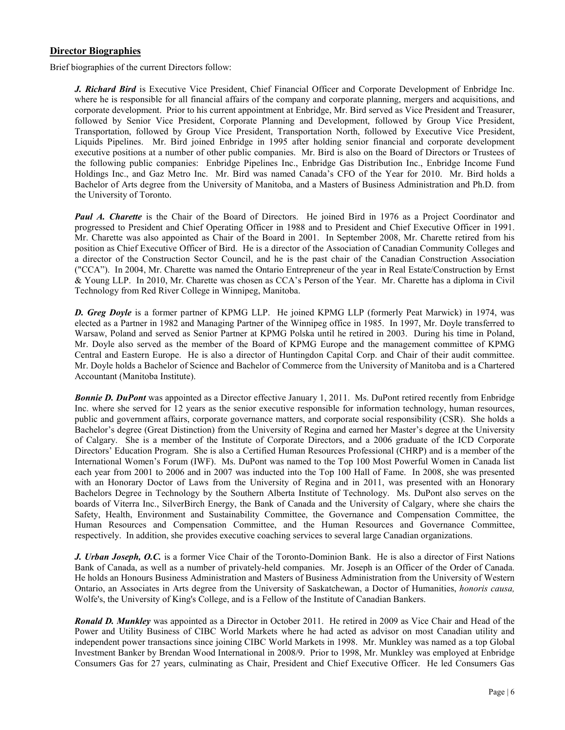## Director Biographies

Brief biographies of the current Directors follow:

***J. Richard Bird*** is Executive Vice President, Chief Financial Officer and Corporate Development of Enbridge Inc. where he is responsible for all financial affairs of the company and corporate planning, mergers and acquisitions, and corporate development. Prior to his current appointment at Enbridge, Mr. Bird served as Vice President and Treasurer, followed by Senior Vice President, Corporate Planning and Development, followed by Group Vice President, Transportation, followed by Group Vice President, Transportation North, followed by Executive Vice President, Liquids Pipelines. Mr. Bird joined Enbridge in 1995 after holding senior financial and corporate development executive positions at a number of other public companies. Mr. Bird is also on the Board of Directors or Trustees of the following public companies: Enbridge Pipelines Inc., Enbridge Gas Distribution Inc., Enbridge Income Fund Holdings Inc., and Gaz Metro Inc. Mr. Bird was named Canada's CFO of the Year for 2010. Mr. Bird holds a Bachelor of Arts degree from the University of Manitoba, and a Masters of Business Administration and Ph.D. from the University of Toronto.

***Paul A. Charette*** is the Chair of the Board of Directors. He joined Bird in 1976 as a Project Coordinator and progressed to President and Chief Operating Officer in 1988 and to President and Chief Executive Officer in 1991. Mr. Charette was also appointed as Chair of the Board in 2001. In September 2008, Mr. Charette retired from his position as Chief Executive Officer of Bird. He is a director of the Association of Canadian Community Colleges and a director of the Construction Sector Council, and he is the past chair of the Canadian Construction Association ("CCA"). In 2004, Mr. Charette was named the Ontario Entrepreneur of the year in Real Estate/Construction by Ernst & Young LLP. In 2010, Mr. Charette was chosen as CCA's Person of the Year. Mr. Charette has a diploma in Civil Technology from Red River College in Winnipeg, Manitoba.

***D. Greg Doyle*** is a former partner of KPMG LLP. He joined KPMG LLP (formerly Peat Marwick) in 1974, was elected as a Partner in 1982 and Managing Partner of the Winnipeg office in 1985. In 1997, Mr. Doyle transferred to Warsaw, Poland and served as Senior Partner at KPMG Polska until he retired in 2003. During his time in Poland, Mr. Doyle also served as the member of the Board of KPMG Europe and the management committee of KPMG Central and Eastern Europe. He is also a director of Huntingdon Capital Corp. and Chair of their audit committee. Mr. Doyle holds a Bachelor of Science and Bachelor of Commerce from the University of Manitoba and is a Chartered Accountant (Manitoba Institute).

***Bonnie D. DuPont*** was appointed as a Director effective January 1, 2011. Ms. DuPont retired recently from Enbridge Inc. where she served for 12 years as the senior executive responsible for information technology, human resources, public and government affairs, corporate governance matters, and corporate social responsibility (CSR). She holds a Bachelor's degree (Great Distinction) from the University of Regina and earned her Master's degree at the University of Calgary. She is a member of the Institute of Corporate Directors, and a 2006 graduate of the ICD Corporate Directors' Education Program. She is also a Certified Human Resources Professional (CHRP) and is a member of the International Women's Forum (IWF). Ms. DuPont was named to the Top 100 Most Powerful Women in Canada list each year from 2001 to 2006 and in 2007 was inducted into the Top 100 Hall of Fame. In 2008, she was presented with an Honorary Doctor of Laws from the University of Regina and in 2011, was presented with an Honorary Bachelors Degree in Technology by the Southern Alberta Institute of Technology. Ms. DuPont also serves on the boards of Viterra Inc., SilverBirch Energy, the Bank of Canada and the University of Calgary, where she chairs the Safety, Health, Environment and Sustainability Committee, the Governance and Compensation Committee, the Human Resources and Compensation Committee, and the Human Resources and Governance Committee, respectively. In addition, she provides executive coaching services to several large Canadian organizations.

***J. Urban Joseph, O.C.*** is a former Vice Chair of the Toronto-Dominion Bank. He is also a director of First Nations Bank of Canada, as well as a number of privately-held companies. Mr. Joseph is an Officer of the Order of Canada. He holds an Honours Business Administration and Masters of Business Administration from the University of Western Ontario, an Associates in Arts degree from the University of Saskatchewan, a Doctor of Humanities, *honoris causa,* Wolfe's, the University of King's College, and is a Fellow of the Institute of Canadian Bankers.

***Ronald D. Munkley*** was appointed as a Director in October 2011. He retired in 2009 as Vice Chair and Head of the Power and Utility Business of CIBC World Markets where he had acted as advisor on most Canadian utility and independent power transactions since joining CIBC World Markets in 1998. Mr. Munkley was named as a top Global Investment Banker by Brendan Wood International in 2008/9. Prior to 1998, Mr. Munkley was employed at Enbridge Consumers Gas for 27 years, culminating as Chair, President and Chief Executive Officer. He led Consumers Gas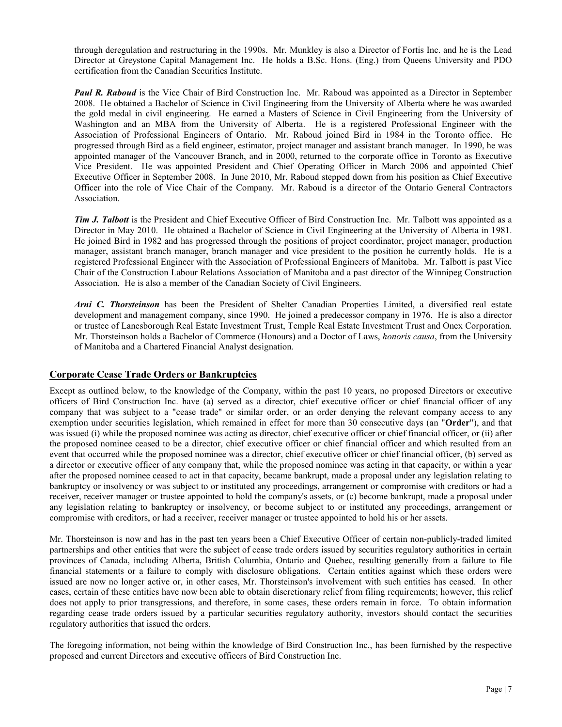through deregulation and restructuring in the 1990s. Mr. Munkley is also a Director of Fortis Inc. and he is the Lead Director at Greystone Capital Management Inc. He holds a B.Sc. Hons. (Eng.) from Queens University and PDO certification from the Canadian Securities Institute.

***Paul R. Raboud*** is the Vice Chair of Bird Construction Inc. Mr. Raboud was appointed as a Director in September 2008. He obtained a Bachelor of Science in Civil Engineering from the University of Alberta where he was awarded the gold medal in civil engineering. He earned a Masters of Science in Civil Engineering from the University of Washington and an MBA from the University of Alberta. He is a registered Professional Engineer with the Association of Professional Engineers of Ontario. Mr. Raboud joined Bird in 1984 in the Toronto office. He progressed through Bird as a field engineer, estimator, project manager and assistant branch manager. In 1990, he was appointed manager of the Vancouver Branch, and in 2000, returned to the corporate office in Toronto as Executive Vice President. He was appointed President and Chief Operating Officer in March 2006 and appointed Chief Executive Officer in September 2008. In June 2010, Mr. Raboud stepped down from his position as Chief Executive Officer into the role of Vice Chair of the Company. Mr. Raboud is a director of the Ontario General Contractors Association.

***Tim J. Talbott*** is the President and Chief Executive Officer of Bird Construction Inc. Mr. Talbott was appointed as a Director in May 2010. He obtained a Bachelor of Science in Civil Engineering at the University of Alberta in 1981. He joined Bird in 1982 and has progressed through the positions of project coordinator, project manager, production manager, assistant branch manager, branch manager and vice president to the position he currently holds. He is a registered Professional Engineer with the Association of Professional Engineers of Manitoba. Mr. Talbott is past Vice Chair of the Construction Labour Relations Association of Manitoba and a past director of the Winnipeg Construction Association. He is also a member of the Canadian Society of Civil Engineers.

***Arni C. Thorsteinson*** has been the President of Shelter Canadian Properties Limited, a diversified real estate development and management company, since 1990. He joined a predecessor company in 1976. He is also a director or trustee of Lanesborough Real Estate Investment Trust, Temple Real Estate Investment Trust and Onex Corporation. Mr. Thorsteinson holds a Bachelor of Commerce (Honours) and a Doctor of Laws, *honoris causa*, from the University of Manitoba and a Chartered Financial Analyst designation.

## Corporate Cease Trade Orders or Bankruptcies

Except as outlined below, to the knowledge of the Company, within the past 10 years, no proposed Directors or executive officers of Bird Construction Inc. have (a) served as a director, chief executive officer or chief financial officer of any company that was subject to a "cease trade" or similar order, or an order denying the relevant company access to any exemption under securities legislation, which remained in effect for more than 30 consecutive days (an "**Order**"), and that was issued (i) while the proposed nominee was acting as director, chief executive officer or chief financial officer, or (ii) after the proposed nominee ceased to be a director, chief executive officer or chief financial officer and which resulted from an event that occurred while the proposed nominee was a director, chief executive officer or chief financial officer, (b) served as a director or executive officer of any company that, while the proposed nominee was acting in that capacity, or within a year after the proposed nominee ceased to act in that capacity, became bankrupt, made a proposal under any legislation relating to bankruptcy or insolvency or was subject to or instituted any proceedings, arrangement or compromise with creditors or had a receiver, receiver manager or trustee appointed to hold the company's assets, or (c) become bankrupt, made a proposal under any legislation relating to bankruptcy or insolvency, or become subject to or instituted any proceedings, arrangement or compromise with creditors, or had a receiver, receiver manager or trustee appointed to hold his or her assets.

Mr. Thorsteinson is now and has in the past ten years been a Chief Executive Officer of certain non-publicly-traded limited partnerships and other entities that were the subject of cease trade orders issued by securities regulatory authorities in certain provinces of Canada, including Alberta, British Columbia, Ontario and Quebec, resulting generally from a failure to file financial statements or a failure to comply with disclosure obligations. Certain entities against which these orders were issued are now no longer active or, in other cases, Mr. Thorsteinson's involvement with such entities has ceased. In other cases, certain of these entities have now been able to obtain discretionary relief from filing requirements; however, this relief does not apply to prior transgressions, and therefore, in some cases, these orders remain in force. To obtain information regarding cease trade orders issued by a particular securities regulatory authority, investors should contact the securities regulatory authorities that issued the orders.

The foregoing information, not being within the knowledge of Bird Construction Inc., has been furnished by the respective proposed and current Directors and executive officers of Bird Construction Inc.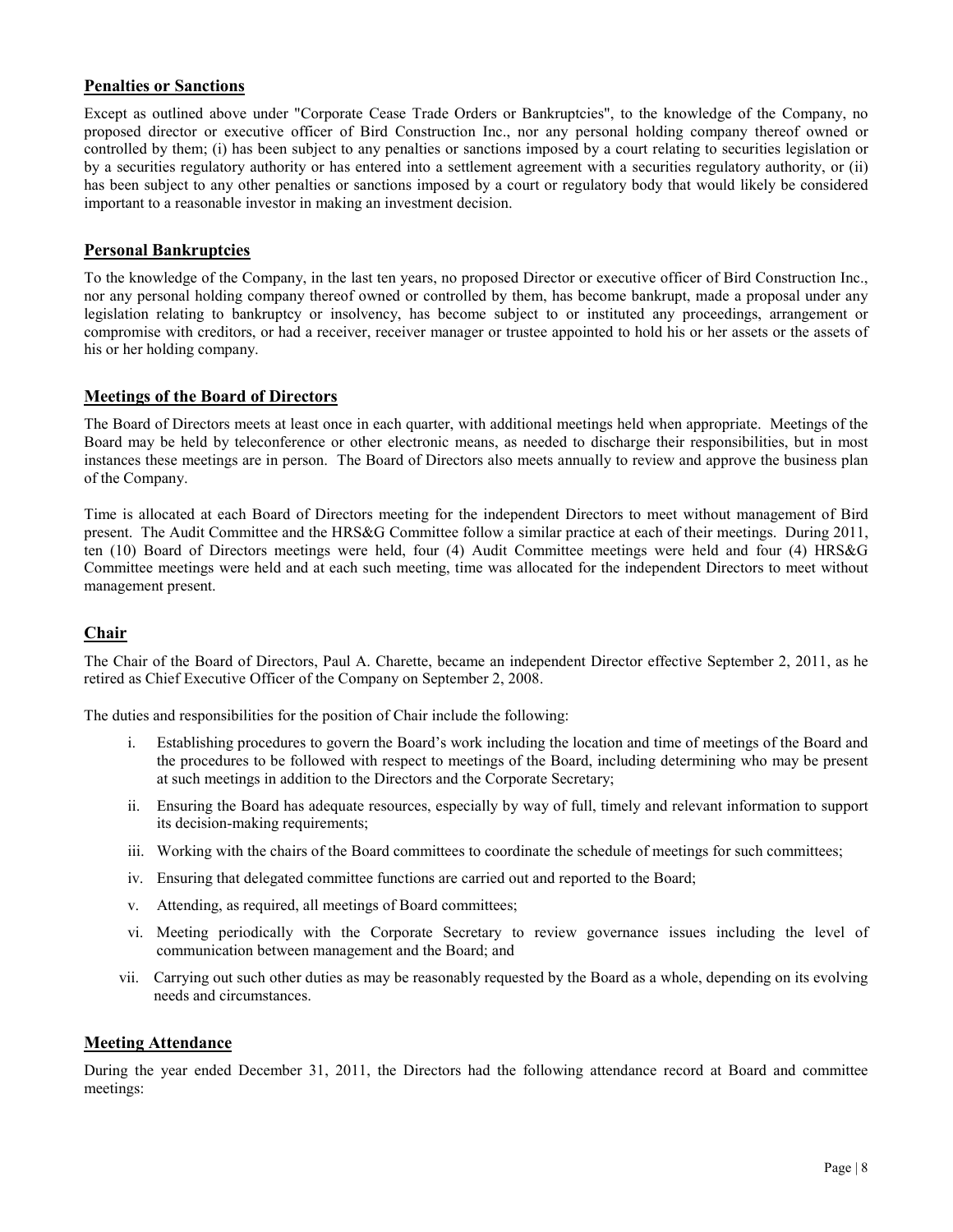## Penalties or Sanctions

Except as outlined above under "Corporate Cease Trade Orders or Bankruptcies", to the knowledge of the Company, no proposed director or executive officer of Bird Construction Inc., nor any personal holding company thereof owned or controlled by them; (i) has been subject to any penalties or sanctions imposed by a court relating to securities legislation or by a securities regulatory authority or has entered into a settlement agreement with a securities regulatory authority, or (ii) has been subject to any other penalties or sanctions imposed by a court or regulatory body that would likely be considered important to a reasonable investor in making an investment decision.

## Personal Bankruptcies

To the knowledge of the Company, in the last ten years, no proposed Director or executive officer of Bird Construction Inc., nor any personal holding company thereof owned or controlled by them, has become bankrupt, made a proposal under any legislation relating to bankruptcy or insolvency, has become subject to or instituted any proceedings, arrangement or compromise with creditors, or had a receiver, receiver manager or trustee appointed to hold his or her assets or the assets of his or her holding company.

## Meetings of the Board of Directors

The Board of Directors meets at least once in each quarter, with additional meetings held when appropriate. Meetings of the Board may be held by teleconference or other electronic means, as needed to discharge their responsibilities, but in most instances these meetings are in person. The Board of Directors also meets annually to review and approve the business plan of the Company.

Time is allocated at each Board of Directors meeting for the independent Directors to meet without management of Bird present. The Audit Committee and the HRS&G Committee follow a similar practice at each of their meetings. During 2011, ten (10) Board of Directors meetings were held, four (4) Audit Committee meetings were held and four (4) HRS&G Committee meetings were held and at each such meeting, time was allocated for the independent Directors to meet without management present.

## Chair

The Chair of the Board of Directors, Paul A. Charette, became an independent Director effective September 2, 2011, as he retired as Chief Executive Officer of the Company on September 2, 2008.

The duties and responsibilities for the position of Chair include the following:

i. Establishing procedures to govern the Board's work including the location and time of meetings of the Board and the procedures to be followed with respect to meetings of the Board, including determining who may be present at such meetings in addition to the Directors and the Corporate Secretary;

ii. Ensuring the Board has adequate resources, especially by way of full, timely and relevant information to support its decision-making requirements;

iii. Working with the chairs of the Board committees to coordinate the schedule of meetings for such committees;

iv. Ensuring that delegated committee functions are carried out and reported to the Board;

v. Attending, as required, all meetings of Board committees;

vi. Meeting periodically with the Corporate Secretary to review governance issues including the level of communication between management and the Board; and

vii. Carrying out such other duties as may be reasonably requested by the Board as a whole, depending on its evolving needs and circumstances.

## Meeting Attendance

During the year ended December 31, 2011, the Directors had the following attendance record at Board and committee meetings: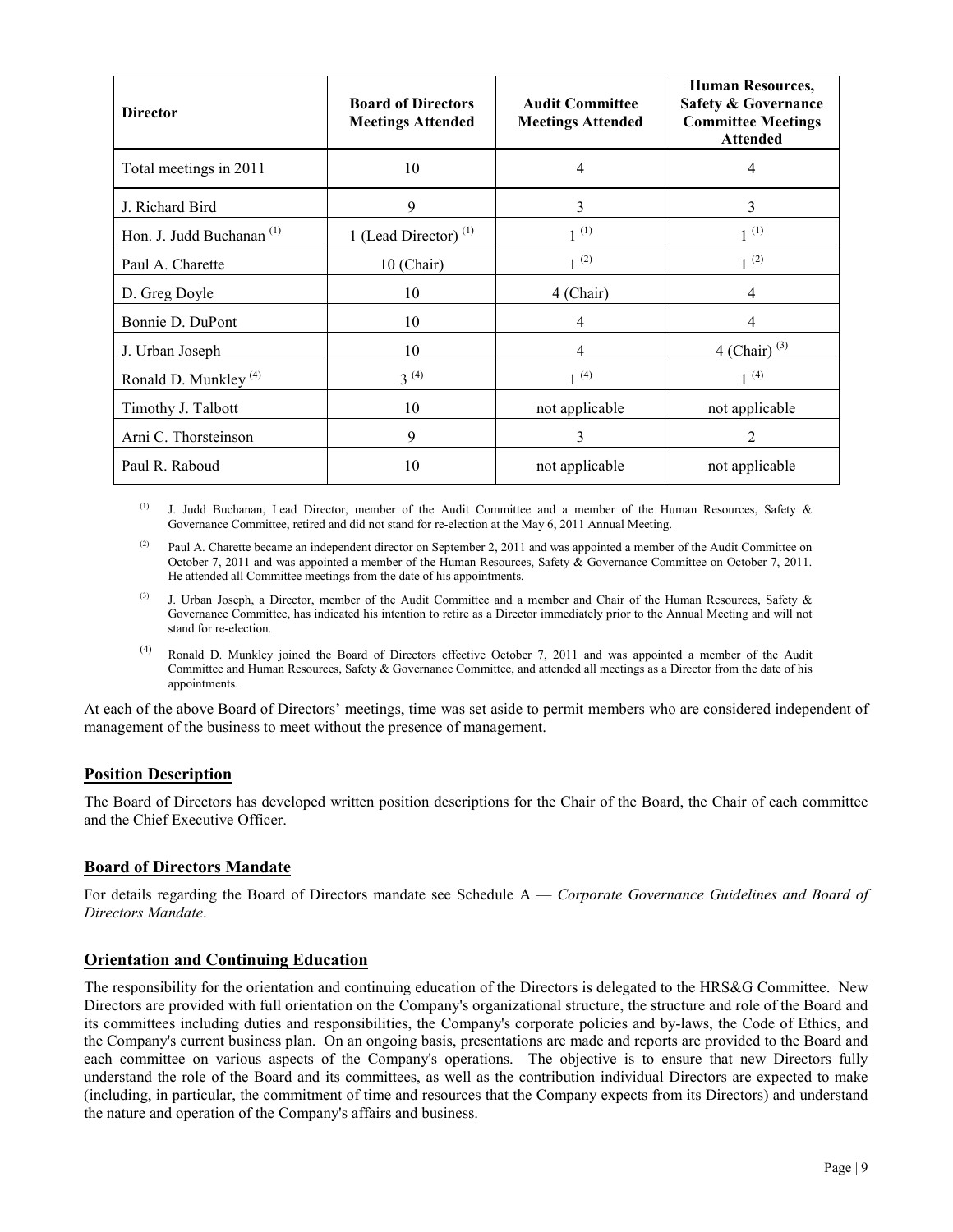| Director | Board of Directors Meetings Attended | Audit Committee Meetings Attended | Human Resources, Safety & Governance Committee Meetings Attended |
|---|---|---|---|
| Total meetings in 2011 | 10 | 4 | 4 |
| J. Richard Bird | 9 | 3 | 3 |
| Hon. J. Judd Buchanan [(1)] | 1 (Lead Director) [(1)] | 1 [(1)] | 1 [(1)] |
| Paul A. Charette | 10 (Chair) | 1 [(2)] | 1 [(2)] |
| D. Greg Doyle | 10 | 4 (Chair) | 4 |
| Bonnie D. DuPont | 10 | 4 | 4 |
| J. Urban Joseph | 10 | 4 | 4 (Chair) [(3)] |
| Ronald D. Munkley [(4)] | 3 [(4)] | 1 [(4)] | 1 [(4)] |
| Timothy J. Talbott | 10 | not applicable | not applicable |
| Arni C. Thorsteinson | 9 | 3 | 2 |
| Paul R. Raboud | 10 | not applicable | not applicable |

(1) J. Judd Buchanan, Lead Director, member of the Audit Committee and a member of the Human Resources, Safety & Governance Committee, retired and did not stand for re-election at the May 6, 2011 Annual Meeting.

(2) Paul A. Charette became an independent director on September 2, 2011 and was appointed a member of the Audit Committee on October 7, 2011 and was appointed a member of the Human Resources, Safety & Governance Committee on October 7, 2011. He attended all Committee meetings from the date of his appointments.

(3) J. Urban Joseph, a Director, member of the Audit Committee and a member and Chair of the Human Resources, Safety & Governance Committee, has indicated his intention to retire as a Director immediately prior to the Annual Meeting and will not stand for re-election.

(4) Ronald D. Munkley joined the Board of Directors effective October 7, 2011 and was appointed a member of the Audit Committee and Human Resources, Safety & Governance Committee, and attended all meetings as a Director from the date of his appointments.

At each of the above Board of Directors' meetings, time was set aside to permit members who are considered independent of management of the business to meet without the presence of management.

## Position Description

The Board of Directors has developed written position descriptions for the Chair of the Board, the Chair of each committee and the Chief Executive Officer.

## Board of Directors Mandate

For details regarding the Board of Directors mandate see Schedule A — *Corporate Governance Guidelines and Board of Directors Mandate*.

## Orientation and Continuing Education

The responsibility for the orientation and continuing education of the Directors is delegated to the HRS&G Committee. New Directors are provided with full orientation on the Company's organizational structure, the structure and role of the Board and its committees including duties and responsibilities, the Company's corporate policies and by-laws, the Code of Ethics, and the Company's current business plan. On an ongoing basis, presentations are made and reports are provided to the Board and each committee on various aspects of the Company's operations. The objective is to ensure that new Directors fully understand the role of the Board and its committees, as well as the contribution individual Directors are expected to make (including, in particular, the commitment of time and resources that the Company expects from its Directors) and understand the nature and operation of the Company's affairs and business.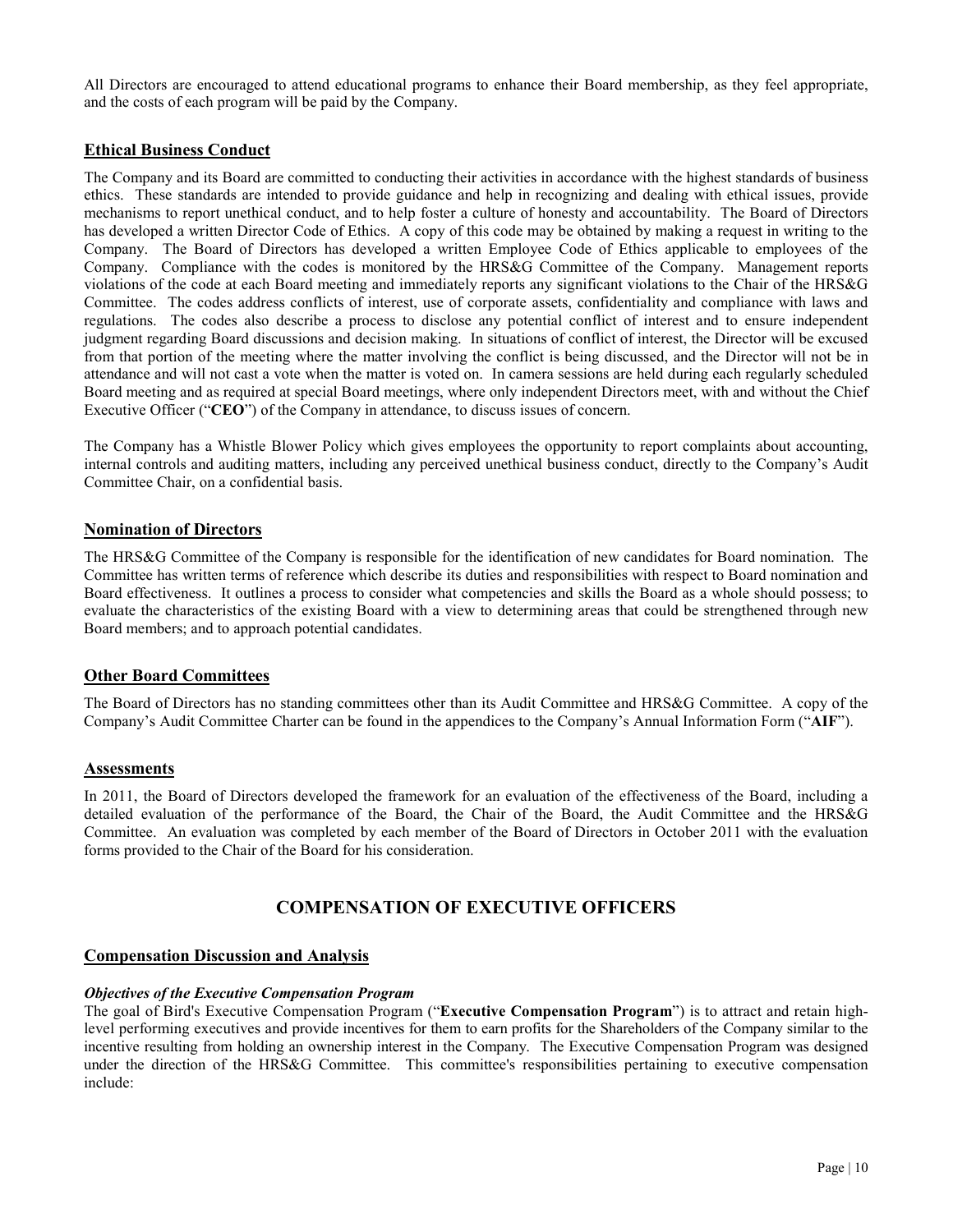All Directors are encouraged to attend educational programs to enhance their Board membership, as they feel appropriate, and the costs of each program will be paid by the Company.

## Ethical Business Conduct

The Company and its Board are committed to conducting their activities in accordance with the highest standards of business ethics. These standards are intended to provide guidance and help in recognizing and dealing with ethical issues, provide mechanisms to report unethical conduct, and to help foster a culture of honesty and accountability. The Board of Directors has developed a written Director Code of Ethics. A copy of this code may be obtained by making a request in writing to the Company. The Board of Directors has developed a written Employee Code of Ethics applicable to employees of the Company. Compliance with the codes is monitored by the HRS&G Committee of the Company. Management reports violations of the code at each Board meeting and immediately reports any significant violations to the Chair of the HRS&G Committee. The codes address conflicts of interest, use of corporate assets, confidentiality and compliance with laws and regulations. The codes also describe a process to disclose any potential conflict of interest and to ensure independent judgment regarding Board discussions and decision making. In situations of conflict of interest, the Director will be excused from that portion of the meeting where the matter involving the conflict is being discussed, and the Director will not be in attendance and will not cast a vote when the matter is voted on. In camera sessions are held during each regularly scheduled Board meeting and as required at special Board meetings, where only independent Directors meet, with and without the Chief Executive Officer ("**CEO**") of the Company in attendance, to discuss issues of concern.

The Company has a Whistle Blower Policy which gives employees the opportunity to report complaints about accounting, internal controls and auditing matters, including any perceived unethical business conduct, directly to the Company's Audit Committee Chair, on a confidential basis.

## Nomination of Directors

The HRS&G Committee of the Company is responsible for the identification of new candidates for Board nomination. The Committee has written terms of reference which describe its duties and responsibilities with respect to Board nomination and Board effectiveness. It outlines a process to consider what competencies and skills the Board as a whole should possess; to evaluate the characteristics of the existing Board with a view to determining areas that could be strengthened through new Board members; and to approach potential candidates.

## Other Board Committees

The Board of Directors has no standing committees other than its Audit Committee and HRS&G Committee. A copy of the Company's Audit Committee Charter can be found in the appendices to the Company's Annual Information Form ("**AIF**").

## Assessments

In 2011, the Board of Directors developed the framework for an evaluation of the effectiveness of the Board, including a detailed evaluation of the performance of the Board, the Chair of the Board, the Audit Committee and the HRS&G Committee. An evaluation was completed by each member of the Board of Directors in October 2011 with the evaluation forms provided to the Chair of the Board for his consideration.

# COMPENSATION OF EXECUTIVE OFFICERS

## Compensation Discussion and Analysis

***Objectives of the Executive Compensation Program***

The goal of Bird's Executive Compensation Program ("**Executive Compensation Program**") is to attract and retain high-level performing executives and provide incentives for them to earn profits for the Shareholders of the Company similar to the incentive resulting from holding an ownership interest in the Company. The Executive Compensation Program was designed under the direction of the HRS&G Committee. This committee's responsibilities pertaining to executive compensation include: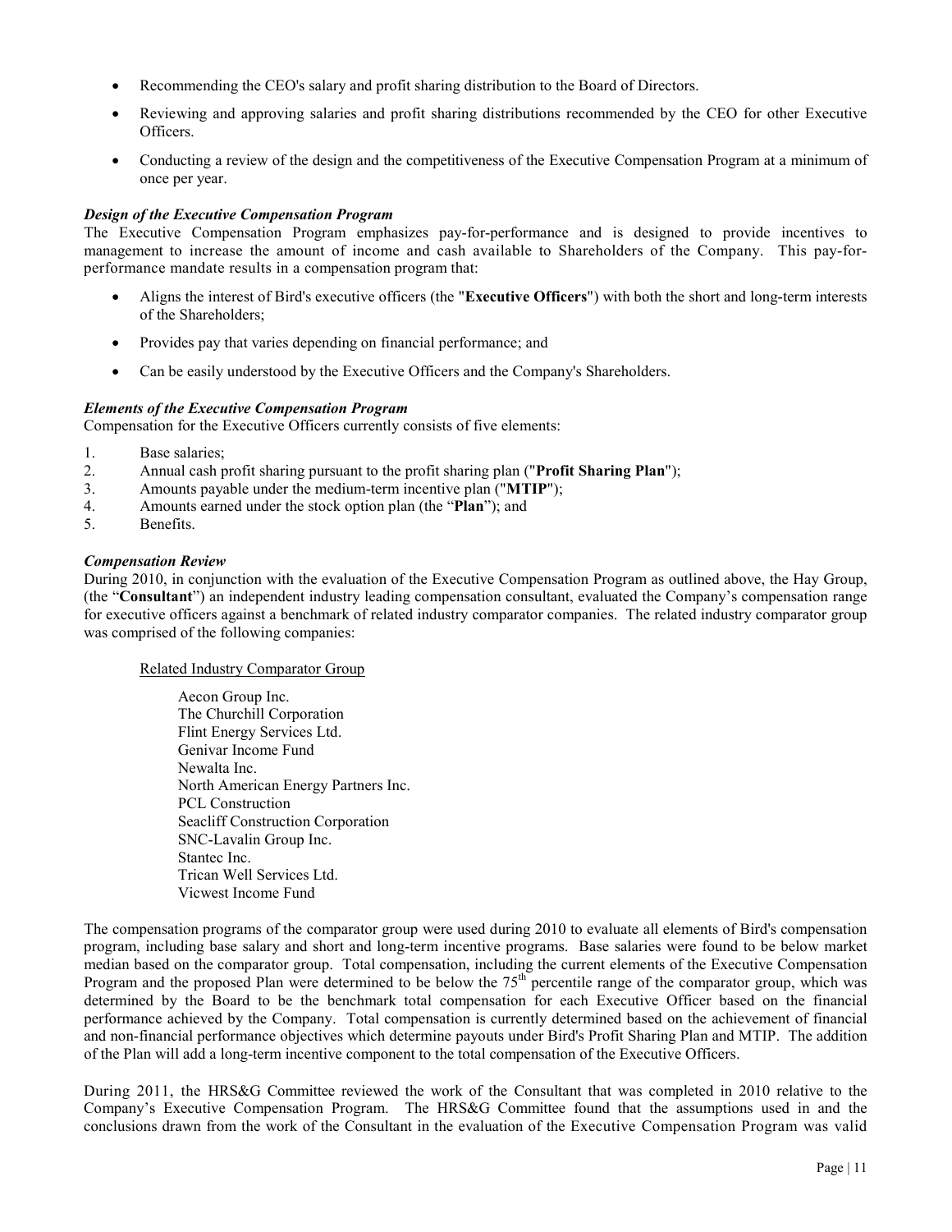- Recommending the CEO's salary and profit sharing distribution to the Board of Directors.
- Reviewing and approving salaries and profit sharing distributions recommended by the CEO for other Executive Officers.
- Conducting a review of the design and the competitiveness of the Executive Compensation Program at a minimum of once per year.

***Design of the Executive Compensation Program***

The Executive Compensation Program emphasizes pay-for-performance and is designed to provide incentives to management to increase the amount of income and cash available to Shareholders of the Company. This pay-for-performance mandate results in a compensation program that:

- Aligns the interest of Bird's executive officers (the "**Executive Officers**") with both the short and long-term interests of the Shareholders;
- Provides pay that varies depending on financial performance; and
- Can be easily understood by the Executive Officers and the Company's Shareholders.

***Elements of the Executive Compensation Program***

Compensation for the Executive Officers currently consists of five elements:

1. Base salaries;
2. Annual cash profit sharing pursuant to the profit sharing plan ("**Profit Sharing Plan**");
3. Amounts payable under the medium-term incentive plan ("**MTIP**");
4. Amounts earned under the stock option plan (the "**Plan**"); and
5. Benefits.

***Compensation Review***

During 2010, in conjunction with the evaluation of the Executive Compensation Program as outlined above, the Hay Group, (the "**Consultant**") an independent industry leading compensation consultant, evaluated the Company's compensation range for executive officers against a benchmark of related industry comparator companies. The related industry comparator group was comprised of the following companies:

Related Industry Comparator Group

Aecon Group Inc.
The Churchill Corporation
Flint Energy Services Ltd.
Genivar Income Fund
Newalta Inc.
North American Energy Partners Inc.
PCL Construction
Seacliff Construction Corporation
SNC-Lavalin Group Inc.
Stantec Inc.
Trican Well Services Ltd.
Vicwest Income Fund

The compensation programs of the comparator group were used during 2010 to evaluate all elements of Bird's compensation program, including base salary and short and long-term incentive programs. Base salaries were found to be below market median based on the comparator group. Total compensation, including the current elements of the Executive Compensation Program and the proposed Plan were determined to be below the 75th percentile range of the comparator group, which was determined by the Board to be the benchmark total compensation for each Executive Officer based on the financial performance achieved by the Company. Total compensation is currently determined based on the achievement of financial and non-financial performance objectives which determine payouts under Bird's Profit Sharing Plan and MTIP. The addition of the Plan will add a long-term incentive component to the total compensation of the Executive Officers.

During 2011, the HRS&G Committee reviewed the work of the Consultant that was completed in 2010 relative to the Company's Executive Compensation Program. The HRS&G Committee found that the assumptions used in and the conclusions drawn from the work of the Consultant in the evaluation of the Executive Compensation Program was valid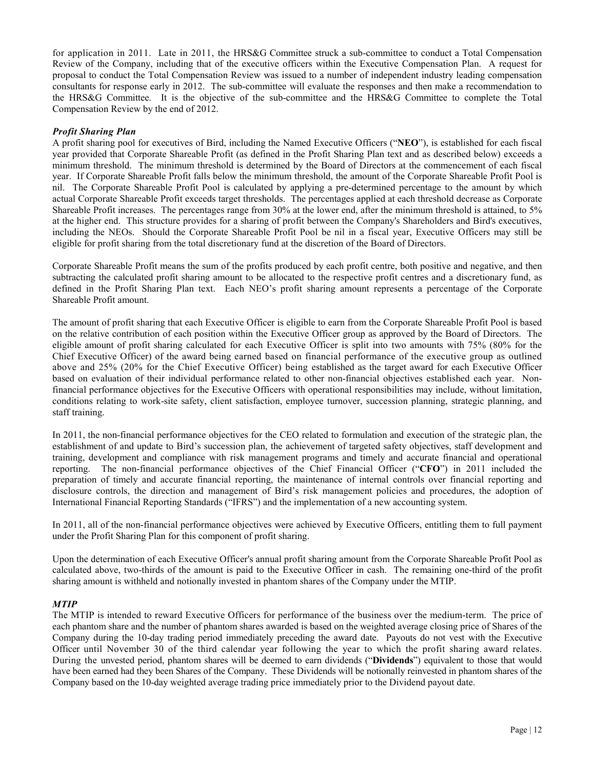for application in 2011. Late in 2011, the HRS&G Committee struck a sub-committee to conduct a Total Compensation Review of the Company, including that of the executive officers within the Executive Compensation Plan. A request for proposal to conduct the Total Compensation Review was issued to a number of independent industry leading compensation consultants for response early in 2012. The sub-committee will evaluate the responses and then make a recommendation to the HRS&G Committee. It is the objective of the sub-committee and the HRS&G Committee to complete the Total Compensation Review by the end of 2012.

### *Profit Sharing Plan*

A profit sharing pool for executives of Bird, including the Named Executive Officers ("**NEO**"), is established for each fiscal year provided that Corporate Shareable Profit (as defined in the Profit Sharing Plan text and as described below) exceeds a minimum threshold. The minimum threshold is determined by the Board of Directors at the commencement of each fiscal year. If Corporate Shareable Profit falls below the minimum threshold, the amount of the Corporate Shareable Profit Pool is nil. The Corporate Shareable Profit Pool is calculated by applying a pre-determined percentage to the amount by which actual Corporate Shareable Profit exceeds target thresholds. The percentages applied at each threshold decrease as Corporate Shareable Profit increases. The percentages range from 30% at the lower end, after the minimum threshold is attained, to 5% at the higher end. This structure provides for a sharing of profit between the Company's Shareholders and Bird's executives, including the NEOs. Should the Corporate Shareable Profit Pool be nil in a fiscal year, Executive Officers may still be eligible for profit sharing from the total discretionary fund at the discretion of the Board of Directors.

Corporate Shareable Profit means the sum of the profits produced by each profit centre, both positive and negative, and then subtracting the calculated profit sharing amount to be allocated to the respective profit centres and a discretionary fund, as defined in the Profit Sharing Plan text. Each NEO's profit sharing amount represents a percentage of the Corporate Shareable Profit amount.

The amount of profit sharing that each Executive Officer is eligible to earn from the Corporate Shareable Profit Pool is based on the relative contribution of each position within the Executive Officer group as approved by the Board of Directors. The eligible amount of profit sharing calculated for each Executive Officer is split into two amounts with 75% (80% for the Chief Executive Officer) of the award being earned based on financial performance of the executive group as outlined above and 25% (20% for the Chief Executive Officer) being established as the target award for each Executive Officer based on evaluation of their individual performance related to other non-financial objectives established each year. Non-financial performance objectives for the Executive Officers with operational responsibilities may include, without limitation, conditions relating to work-site safety, client satisfaction, employee turnover, succession planning, strategic planning, and staff training.

In 2011, the non-financial performance objectives for the CEO related to formulation and execution of the strategic plan, the establishment of and update to Bird's succession plan, the achievement of targeted safety objectives, staff development and training, development and compliance with risk management programs and timely and accurate financial and operational reporting. The non-financial performance objectives of the Chief Financial Officer ("**CFO**") in 2011 included the preparation of timely and accurate financial reporting, the maintenance of internal controls over financial reporting and disclosure controls, the direction and management of Bird's risk management policies and procedures, the adoption of International Financial Reporting Standards ("IFRS") and the implementation of a new accounting system.

In 2011, all of the non-financial performance objectives were achieved by Executive Officers, entitling them to full payment under the Profit Sharing Plan for this component of profit sharing.

Upon the determination of each Executive Officer's annual profit sharing amount from the Corporate Shareable Profit Pool as calculated above, two-thirds of the amount is paid to the Executive Officer in cash. The remaining one-third of the profit sharing amount is withheld and notionally invested in phantom shares of the Company under the MTIP.

### *MTIP*

The MTIP is intended to reward Executive Officers for performance of the business over the medium-term. The price of each phantom share and the number of phantom shares awarded is based on the weighted average closing price of Shares of the Company during the 10-day trading period immediately preceding the award date. Payouts do not vest with the Executive Officer until November 30 of the third calendar year following the year to which the profit sharing award relates. During the unvested period, phantom shares will be deemed to earn dividends ("**Dividends**") equivalent to those that would have been earned had they been Shares of the Company. These Dividends will be notionally reinvested in phantom shares of the Company based on the 10-day weighted average trading price immediately prior to the Dividend payout date.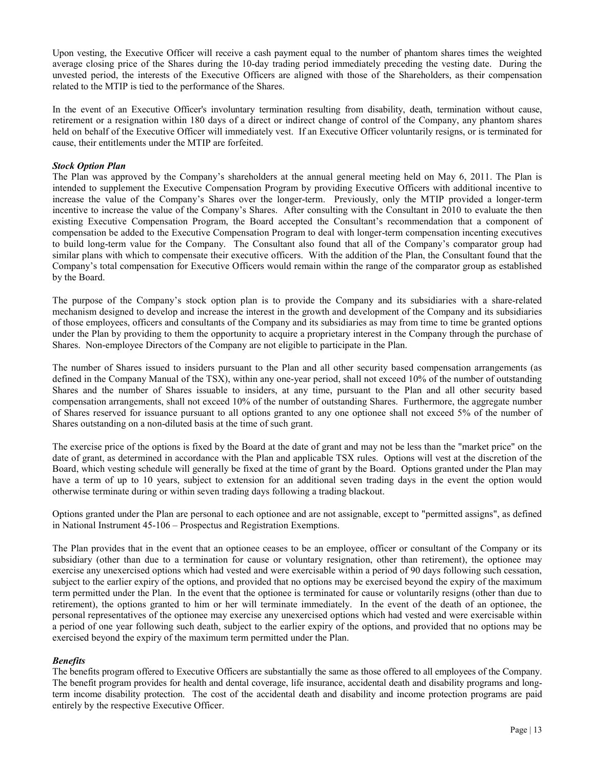Upon vesting, the Executive Officer will receive a cash payment equal to the number of phantom shares times the weighted average closing price of the Shares during the 10-day trading period immediately preceding the vesting date. During the unvested period, the interests of the Executive Officers are aligned with those of the Shareholders, as their compensation related to the MTIP is tied to the performance of the Shares.

In the event of an Executive Officer's involuntary termination resulting from disability, death, termination without cause, retirement or a resignation within 180 days of a direct or indirect change of control of the Company, any phantom shares held on behalf of the Executive Officer will immediately vest. If an Executive Officer voluntarily resigns, or is terminated for cause, their entitlements under the MTIP are forfeited.

***Stock Option Plan***

The Plan was approved by the Company's shareholders at the annual general meeting held on May 6, 2011. The Plan is intended to supplement the Executive Compensation Program by providing Executive Officers with additional incentive to increase the value of the Company's Shares over the longer-term. Previously, only the MTIP provided a longer-term incentive to increase the value of the Company's Shares. After consulting with the Consultant in 2010 to evaluate the then existing Executive Compensation Program, the Board accepted the Consultant's recommendation that a component of compensation be added to the Executive Compensation Program to deal with longer-term compensation incenting executives to build long-term value for the Company. The Consultant also found that all of the Company's comparator group had similar plans with which to compensate their executive officers. With the addition of the Plan, the Consultant found that the Company's total compensation for Executive Officers would remain within the range of the comparator group as established by the Board.

The purpose of the Company's stock option plan is to provide the Company and its subsidiaries with a share-related mechanism designed to develop and increase the interest in the growth and development of the Company and its subsidiaries of those employees, officers and consultants of the Company and its subsidiaries as may from time to time be granted options under the Plan by providing to them the opportunity to acquire a proprietary interest in the Company through the purchase of Shares. Non-employee Directors of the Company are not eligible to participate in the Plan.

The number of Shares issued to insiders pursuant to the Plan and all other security based compensation arrangements (as defined in the Company Manual of the TSX), within any one-year period, shall not exceed 10% of the number of outstanding Shares and the number of Shares issuable to insiders, at any time, pursuant to the Plan and all other security based compensation arrangements, shall not exceed 10% of the number of outstanding Shares. Furthermore, the aggregate number of Shares reserved for issuance pursuant to all options granted to any one optionee shall not exceed 5% of the number of Shares outstanding on a non-diluted basis at the time of such grant.

The exercise price of the options is fixed by the Board at the date of grant and may not be less than the "market price" on the date of grant, as determined in accordance with the Plan and applicable TSX rules. Options will vest at the discretion of the Board, which vesting schedule will generally be fixed at the time of grant by the Board. Options granted under the Plan may have a term of up to 10 years, subject to extension for an additional seven trading days in the event the option would otherwise terminate during or within seven trading days following a trading blackout.

Options granted under the Plan are personal to each optionee and are not assignable, except to "permitted assigns", as defined in National Instrument 45-106 – Prospectus and Registration Exemptions.

The Plan provides that in the event that an optionee ceases to be an employee, officer or consultant of the Company or its subsidiary (other than due to a termination for cause or voluntary resignation, other than retirement), the optionee may exercise any unexercised options which had vested and were exercisable within a period of 90 days following such cessation, subject to the earlier expiry of the options, and provided that no options may be exercised beyond the expiry of the maximum term permitted under the Plan. In the event that the optionee is terminated for cause or voluntarily resigns (other than due to retirement), the options granted to him or her will terminate immediately. In the event of the death of an optionee, the personal representatives of the optionee may exercise any unexercised options which had vested and were exercisable within a period of one year following such death, subject to the earlier expiry of the options, and provided that no options may be exercised beyond the expiry of the maximum term permitted under the Plan.

***Benefits***

The benefits program offered to Executive Officers are substantially the same as those offered to all employees of the Company. The benefit program provides for health and dental coverage, life insurance, accidental death and disability programs and long-term income disability protection. The cost of the accidental death and disability and income protection programs are paid entirely by the respective Executive Officer.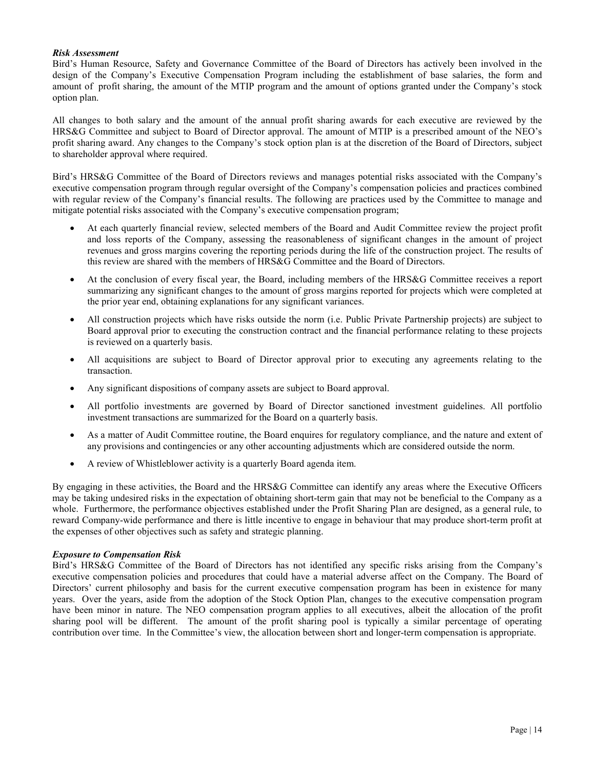***Risk Assessment***

Bird's Human Resource, Safety and Governance Committee of the Board of Directors has actively been involved in the design of the Company's Executive Compensation Program including the establishment of base salaries, the form and amount of profit sharing, the amount of the MTIP program and the amount of options granted under the Company's stock option plan.

All changes to both salary and the amount of the annual profit sharing awards for each executive are reviewed by the HRS&G Committee and subject to Board of Director approval. The amount of MTIP is a prescribed amount of the NEO's profit sharing award. Any changes to the Company's stock option plan is at the discretion of the Board of Directors, subject to shareholder approval where required.

Bird's HRS&G Committee of the Board of Directors reviews and manages potential risks associated with the Company's executive compensation program through regular oversight of the Company's compensation policies and practices combined with regular review of the Company's financial results. The following are practices used by the Committee to manage and mitigate potential risks associated with the Company's executive compensation program;

- At each quarterly financial review, selected members of the Board and Audit Committee review the project profit and loss reports of the Company, assessing the reasonableness of significant changes in the amount of project revenues and gross margins covering the reporting periods during the life of the construction project. The results of this review are shared with the members of HRS&G Committee and the Board of Directors.
- At the conclusion of every fiscal year, the Board, including members of the HRS&G Committee receives a report summarizing any significant changes to the amount of gross margins reported for projects which were completed at the prior year end, obtaining explanations for any significant variances.
- All construction projects which have risks outside the norm (i.e. Public Private Partnership projects) are subject to Board approval prior to executing the construction contract and the financial performance relating to these projects is reviewed on a quarterly basis.
- All acquisitions are subject to Board of Director approval prior to executing any agreements relating to the transaction.
- Any significant dispositions of company assets are subject to Board approval.
- All portfolio investments are governed by Board of Director sanctioned investment guidelines. All portfolio investment transactions are summarized for the Board on a quarterly basis.
- As a matter of Audit Committee routine, the Board enquires for regulatory compliance, and the nature and extent of any provisions and contingencies or any other accounting adjustments which are considered outside the norm.
- A review of Whistleblower activity is a quarterly Board agenda item.

By engaging in these activities, the Board and the HRS&G Committee can identify any areas where the Executive Officers may be taking undesired risks in the expectation of obtaining short-term gain that may not be beneficial to the Company as a whole. Furthermore, the performance objectives established under the Profit Sharing Plan are designed, as a general rule, to reward Company-wide performance and there is little incentive to engage in behaviour that may produce short-term profit at the expenses of other objectives such as safety and strategic planning.

***Exposure to Compensation Risk***

Bird's HRS&G Committee of the Board of Directors has not identified any specific risks arising from the Company's executive compensation policies and procedures that could have a material adverse affect on the Company. The Board of Directors' current philosophy and basis for the current executive compensation program has been in existence for many years. Over the years, aside from the adoption of the Stock Option Plan, changes to the executive compensation program have been minor in nature. The NEO compensation program applies to all executives, albeit the allocation of the profit sharing pool will be different. The amount of the profit sharing pool is typically a similar percentage of operating contribution over time. In the Committee's view, the allocation between short and longer-term compensation is appropriate.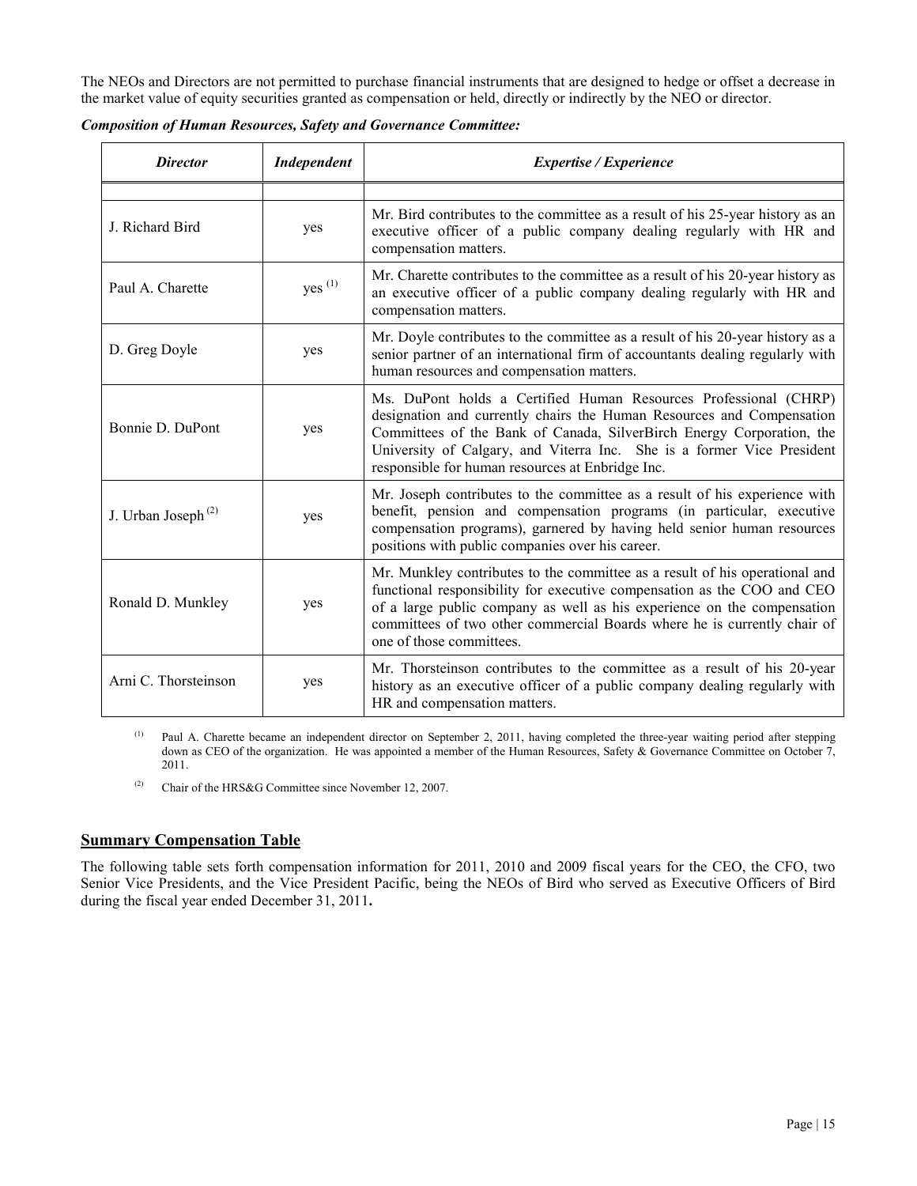The NEOs and Directors are not permitted to purchase financial instruments that are designed to hedge or offset a decrease in the market value of equity securities granted as compensation or held, directly or indirectly by the NEO or director.

***Composition of Human Resources, Safety and Governance Committee:***

| *Director* | *Independent* | *Expertise / Experience* |
|---|---|---|
| | | |
| J. Richard Bird | yes | Mr. Bird contributes to the committee as a result of his 25-year history as an executive officer of a public company dealing regularly with HR and compensation matters. |
| Paul A. Charette | yes [(1)] | Mr. Charette contributes to the committee as a result of his 20-year history as an executive officer of a public company dealing regularly with HR and compensation matters. |
| D. Greg Doyle | yes | Mr. Doyle contributes to the committee as a result of his 20-year history as a senior partner of an international firm of accountants dealing regularly with human resources and compensation matters. |
| Bonnie D. DuPont | yes | Ms. DuPont holds a Certified Human Resources Professional (CHRP) designation and currently chairs the Human Resources and Compensation Committees of the Bank of Canada, SilverBirch Energy Corporation, the University of Calgary, and Viterra Inc. She is a former Vice President responsible for human resources at Enbridge Inc. |
| J. Urban Joseph [(2)] | yes | Mr. Joseph contributes to the committee as a result of his experience with benefit, pension and compensation programs (in particular, executive compensation programs), garnered by having held senior human resources positions with public companies over his career. |
| Ronald D. Munkley | yes | Mr. Munkley contributes to the committee as a result of his operational and functional responsibility for executive compensation as the COO and CEO of a large public company as well as his experience on the compensation committees of two other commercial Boards where he is currently chair of one of those committees. |
| Arni C. Thorsteinson | yes | Mr. Thorsteinson contributes to the committee as a result of his 20-year history as an executive officer of a public company dealing regularly with HR and compensation matters. |

(1) Paul A. Charette became an independent director on September 2, 2011, having completed the three-year waiting period after stepping down as CEO of the organization. He was appointed a member of the Human Resources, Safety & Governance Committee on October 7, 2011.

(2) Chair of the HRS&G Committee since November 12, 2007.

## Summary Compensation Table

The following table sets forth compensation information for 2011, 2010 and 2009 fiscal years for the CEO, the CFO, two Senior Vice Presidents, and the Vice President Pacific, being the NEOs of Bird who served as Executive Officers of Bird during the fiscal year ended December 31, 2011**.**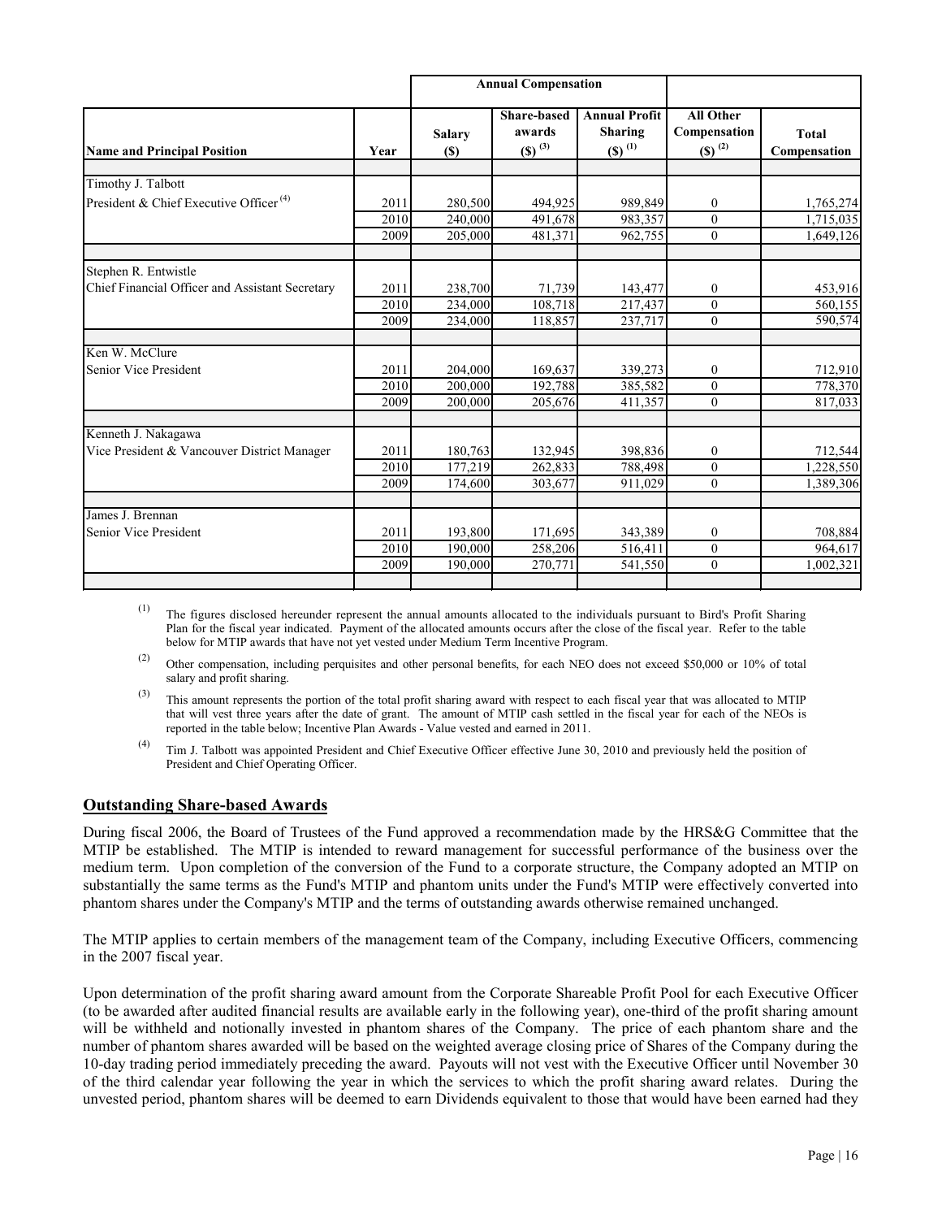| Name and Principal Position | Year | Annual Compensation | | | | |
|---|---|---|---|---|---|---|
| | | Salary ($) | Share-based awards ($) [3] | Annual Profit Sharing ($) [1] | All Other Compensation ($) [2] | Total Compensation |
| Timothy J. Talbott | | | | | | |
| President & Chief Executive Officer [4] | 2011 | 280,500 | 494,925 | 989,849 | 0 | 1,765,274 |
| | 2010 | 240,000 | 491,678 | 983,357 | 0 | 1,715,035 |
| | 2009 | 205,000 | 481,371 | 962,755 | 0 | 1,649,126 |
| Stephen R. Entwistle | | | | | | |
| Chief Financial Officer and Assistant Secretary | 2011 | 238,700 | 71,739 | 143,477 | 0 | 453,916 |
| | 2010 | 234,000 | 108,718 | 217,437 | 0 | 560,155 |
| | 2009 | 234,000 | 118,857 | 237,717 | 0 | 590,574 |
| Ken W. McClure | | | | | | |
| Senior Vice President | 2011 | 204,000 | 169,637 | 339,273 | 0 | 712,910 |
| | 2010 | 200,000 | 192,788 | 385,582 | 0 | 778,370 |
| | 2009 | 200,000 | 205,676 | 411,357 | 0 | 817,033 |
| Kenneth J. Nakagawa | | | | | | |
| Vice President & Vancouver District Manager | 2011 | 180,763 | 132,945 | 398,836 | 0 | 712,544 |
| | 2010 | 177,219 | 262,833 | 788,498 | 0 | 1,228,550 |
| | 2009 | 174,600 | 303,677 | 911,029 | 0 | 1,389,306 |
| James J. Brennan | | | | | | |
| Senior Vice President | 2011 | 193,800 | 171,695 | 343,389 | 0 | 708,884 |
| | 2010 | 190,000 | 258,206 | 516,411 | 0 | 964,617 |
| | 2009 | 190,000 | 270,771 | 541,550 | 0 | 1,002,321 |

(1) The figures disclosed hereunder represent the annual amounts allocated to the individuals pursuant to Bird's Profit Sharing Plan for the fiscal year indicated. Payment of the allocated amounts occurs after the close of the fiscal year. Refer to the table below for MTIP awards that have not yet vested under Medium Term Incentive Program.

(2) Other compensation, including perquisites and other personal benefits, for each NEO does not exceed $50,000 or 10% of total salary and profit sharing.

(3) This amount represents the portion of the total profit sharing award with respect to each fiscal year that was allocated to MTIP that will vest three years after the date of grant. The amount of MTIP cash settled in the fiscal year for each of the NEOs is reported in the table below; Incentive Plan Awards - Value vested and earned in 2011.

(4) Tim J. Talbott was appointed President and Chief Executive Officer effective June 30, 2010 and previously held the position of President and Chief Operating Officer.

## Outstanding Share-based Awards

During fiscal 2006, the Board of Trustees of the Fund approved a recommendation made by the HRS&G Committee that the MTIP be established. The MTIP is intended to reward management for successful performance of the business over the medium term. Upon completion of the conversion of the Fund to a corporate structure, the Company adopted an MTIP on substantially the same terms as the Fund's MTIP and phantom units under the Fund's MTIP were effectively converted into phantom shares under the Company's MTIP and the terms of outstanding awards otherwise remained unchanged.

The MTIP applies to certain members of the management team of the Company, including Executive Officers, commencing in the 2007 fiscal year.

Upon determination of the profit sharing award amount from the Corporate Shareable Profit Pool for each Executive Officer (to be awarded after audited financial results are available early in the following year), one-third of the profit sharing amount will be withheld and notionally invested in phantom shares of the Company. The price of each phantom share and the number of phantom shares awarded will be based on the weighted average closing price of Shares of the Company during the 10-day trading period immediately preceding the award. Payouts will not vest with the Executive Officer until November 30 of the third calendar year following the year in which the services to which the profit sharing award relates. During the unvested period, phantom shares will be deemed to earn Dividends equivalent to those that would have been earned had they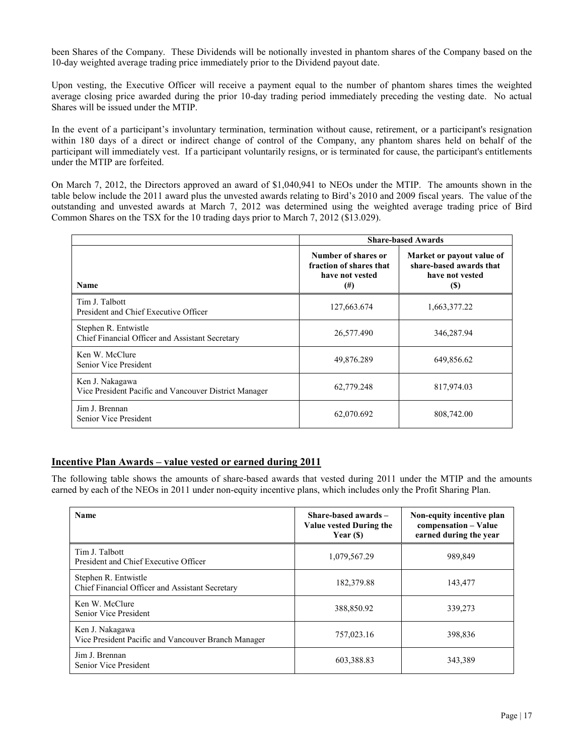been Shares of the Company. These Dividends will be notionally invested in phantom shares of the Company based on the 10-day weighted average trading price immediately prior to the Dividend payout date.

Upon vesting, the Executive Officer will receive a payment equal to the number of phantom shares times the weighted average closing price awarded during the prior 10-day trading period immediately preceding the vesting date. No actual Shares will be issued under the MTIP.

In the event of a participant's involuntary termination, termination without cause, retirement, or a participant's resignation within 180 days of a direct or indirect change of control of the Company, any phantom shares held on behalf of the participant will immediately vest. If a participant voluntarily resigns, or is terminated for cause, the participant's entitlements under the MTIP are forfeited.

On March 7, 2012, the Directors approved an award of $1,040,941 to NEOs under the MTIP. The amounts shown in the table below include the 2011 award plus the unvested awards relating to Bird's 2010 and 2009 fiscal years. The value of the outstanding and unvested awards at March 7, 2012 was determined using the weighted average trading price of Bird Common Shares on the TSX for the 10 trading days prior to March 7, 2012 ($13.029).

| | **Share-based Awards** | |
|---|---|---|
| **Name** | **Number of shares or fraction of shares that have not vested (#)** | **Market or payout value of share-based awards that have not vested ($)** |
| Tim J. Talbott<br>President and Chief Executive Officer | 127,663.674 | 1,663,377.22 |
| Stephen R. Entwistle<br>Chief Financial Officer and Assistant Secretary | 26,577.490 | 346,287.94 |
| Ken W. McClure<br>Senior Vice President | 49,876.289 | 649,856.62 |
| Ken J. Nakagawa<br>Vice President Pacific and Vancouver District Manager | 62,779.248 | 817,974.03 |
| Jim J. Brennan<br>Senior Vice President | 62,070.692 | 808,742.00 |

## Incentive Plan Awards – value vested or earned during 2011

The following table shows the amounts of share-based awards that vested during 2011 under the MTIP and the amounts earned by each of the NEOs in 2011 under non-equity incentive plans, which includes only the Profit Sharing Plan.

| **Name** | **Share-based awards – Value vested During the Year ($)** | **Non-equity incentive plan compensation – Value earned during the year** |
|---|---|---|
| Tim J. Talbott<br>President and Chief Executive Officer | 1,079,567.29 | 989,849 |
| Stephen R. Entwistle<br>Chief Financial Officer and Assistant Secretary | 182,379.88 | 143,477 |
| Ken W. McClure<br>Senior Vice President | 388,850.92 | 339,273 |
| Ken J. Nakagawa<br>Vice President Pacific and Vancouver Branch Manager | 757,023.16 | 398,836 |
| Jim J. Brennan<br>Senior Vice President | 603,388.83 | 343,389 |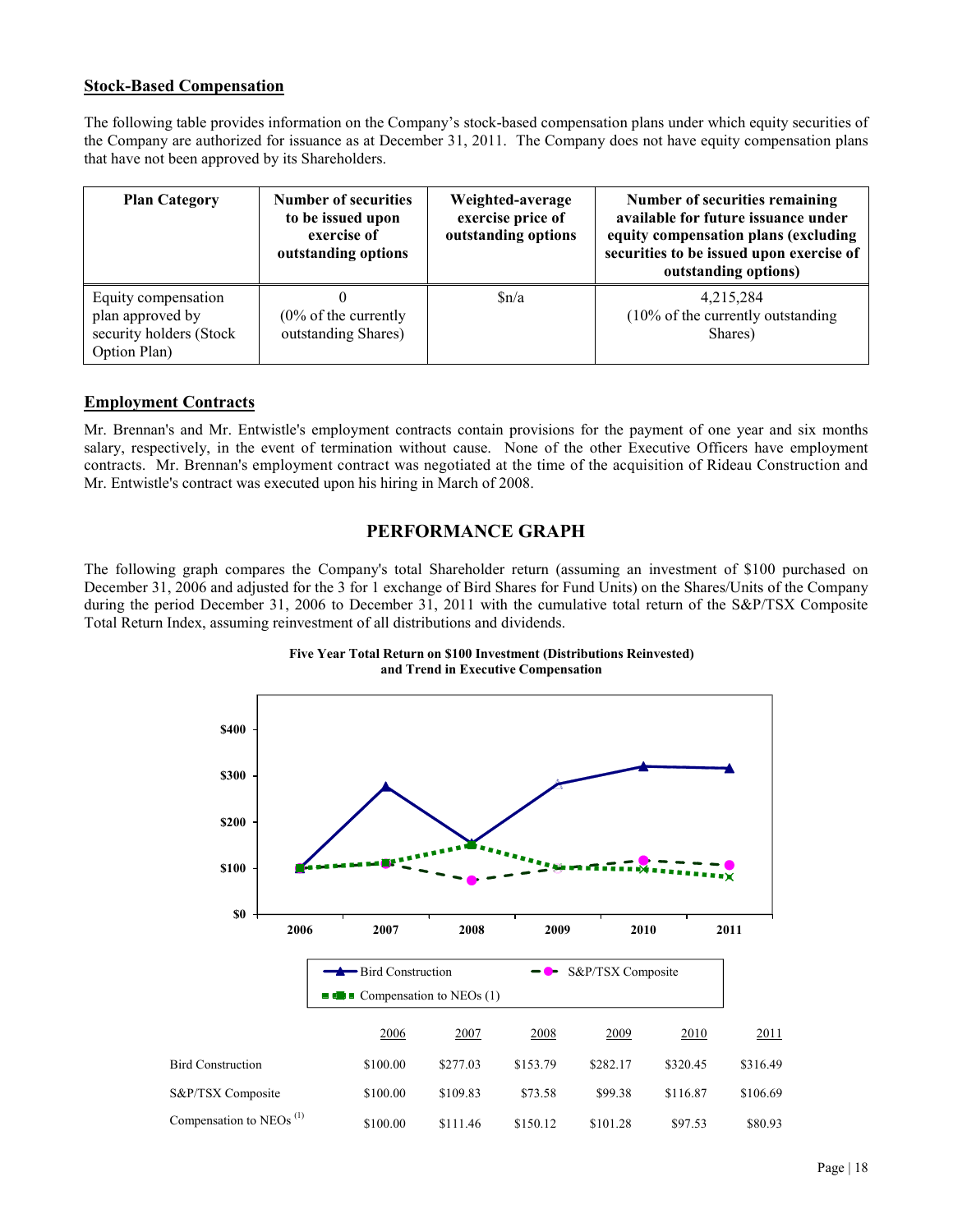## Stock-Based Compensation

The following table provides information on the Company's stock-based compensation plans under which equity securities of the Company are authorized for issuance as at December 31, 2011. The Company does not have equity compensation plans that have not been approved by its Shareholders.

| Plan Category | Number of securities to be issued upon exercise of outstanding options | Weighted-average exercise price of outstanding options | Number of securities remaining available for future issuance under equity compensation plans (excluding securities to be issued upon exercise of outstanding options) |
|---|---|---|---|
| Equity compensation plan approved by security holders (Stock Option Plan) | 0 (0% of the currently outstanding Shares) | $n/a | 4,215,284 (10% of the currently outstanding Shares) |

## Employment Contracts

Mr. Brennan's and Mr. Entwistle's employment contracts contain provisions for the payment of one year and six months salary, respectively, in the event of termination without cause. None of the other Executive Officers have employment contracts. Mr. Brennan's employment contract was negotiated at the time of the acquisition of Rideau Construction and Mr. Entwistle's contract was executed upon his hiring in March of 2008.

# PERFORMANCE GRAPH

The following graph compares the Company's total Shareholder return (assuming an investment of $100 purchased on December 31, 2006 and adjusted for the 3 for 1 exchange of Bird Shares for Fund Units) on the Shares/Units of the Company during the period December 31, 2006 to December 31, 2011 with the cumulative total return of the S&P/TSX Composite Total Return Index, assuming reinvestment of all distributions and dividends.

**Five Year Total Return on $100 Investment (Distributions Reinvested) and Trend in Executive Compensation**

| | 2006 | 2007 | 2008 | 2009 | 2010 | 2011 |
|---|---|---|---|---|---|---|
| Bird Construction | $100.00 | $277.03 | $153.79 | $282.17 | $320.45 | $316.49 |
| S&P/TSX Composite | $100.00 | $109.83 | $73.58 | $99.38 | $116.87 | $106.69 |
| Compensation to NEOs [(1)] | $100.00 | $111.46 | $150.12 | $101.28 | $97.53 | $80.93 |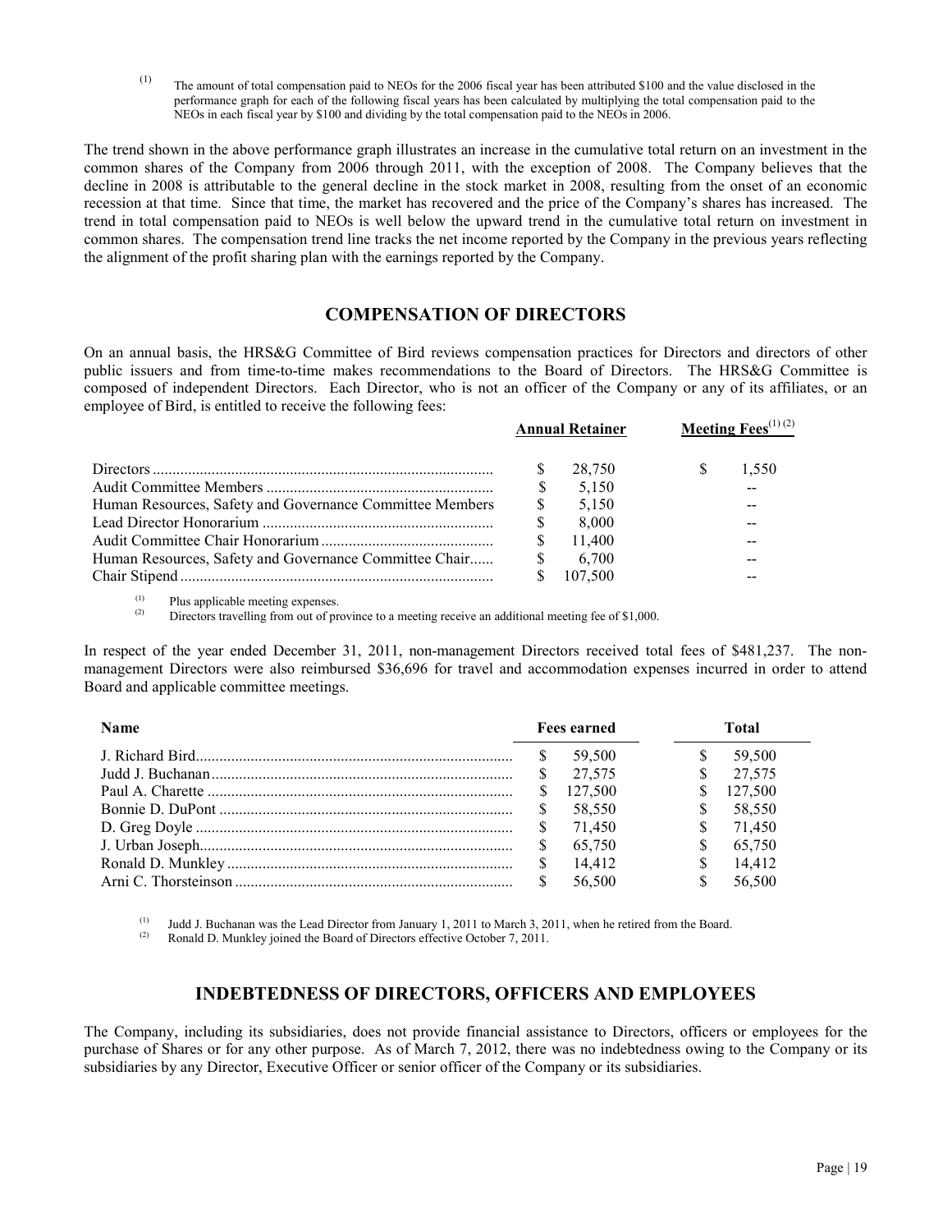(1) The amount of total compensation paid to NEOs for the 2006 fiscal year has been attributed $100 and the value disclosed in the performance graph for each of the following fiscal years has been calculated by multiplying the total compensation paid to the NEOs in each fiscal year by $100 and dividing by the total compensation paid to the NEOs in 2006.

The trend shown in the above performance graph illustrates an increase in the cumulative total return on an investment in the common shares of the Company from 2006 through 2011, with the exception of 2008. The Company believes that the decline in 2008 is attributable to the general decline in the stock market in 2008, resulting from the onset of an economic recession at that time. Since that time, the market has recovered and the price of the Company's shares has increased. The trend in total compensation paid to NEOs is well below the upward trend in the cumulative total return on investment in common shares. The compensation trend line tracks the net income reported by the Company in the previous years reflecting the alignment of the profit sharing plan with the earnings reported by the Company.

## COMPENSATION OF DIRECTORS

On an annual basis, the HRS&G Committee of Bird reviews compensation practices for Directors and directors of other public issuers and from time-to-time makes recommendations to the Board of Directors. The HRS&G Committee is composed of independent Directors. Each Director, who is not an officer of the Company or any of its affiliates, or an employee of Bird, is entitled to receive the following fees:

| | Annual Retainer | Meeting Fees[(1) (2)] |
|---|---|---|
| Directors | $ 28,750 | $ 1,550 |
| Audit Committee Members | $ 5,150 | -- |
| Human Resources, Safety and Governance Committee Members | $ 5,150 | -- |
| Lead Director Honorarium | $ 8,000 | -- |
| Audit Committee Chair Honorarium | $ 11,400 | -- |
| Human Resources, Safety and Governance Committee Chair | $ 6,700 | -- |
| Chair Stipend | $ 107,500 | -- |

(1) Plus applicable meeting expenses.
(2) Directors travelling from out of province to a meeting receive an additional meeting fee of $1,000.

In respect of the year ended December 31, 2011, non-management Directors received total fees of $481,237. The non-management Directors were also reimbursed $36,696 for travel and accommodation expenses incurred in order to attend Board and applicable committee meetings.

| Name | Fees earned | Total |
|---|---|---|
| J. Richard Bird | $ 59,500 | $ 59,500 |
| Judd J. Buchanan | $ 27,575 | $ 27,575 |
| Paul A. Charette | $ 127,500 | $ 127,500 |
| Bonnie D. DuPont | $ 58,550 | $ 58,550 |
| D. Greg Doyle | $ 71,450 | $ 71,450 |
| J. Urban Joseph | $ 65,750 | $ 65,750 |
| Ronald D. Munkley | $ 14,412 | $ 14,412 |
| Arni C. Thorsteinson | $ 56,500 | $ 56,500 |

(1) Judd J. Buchanan was the Lead Director from January 1, 2011 to March 3, 2011, when he retired from the Board.
(2) Ronald D. Munkley joined the Board of Directors effective October 7, 2011.

## INDEBTEDNESS OF DIRECTORS, OFFICERS AND EMPLOYEES

The Company, including its subsidiaries, does not provide financial assistance to Directors, officers or employees for the purchase of Shares or for any other purpose. As of March 7, 2012, there was no indebtedness owing to the Company or its subsidiaries by any Director, Executive Officer or senior officer of the Company or its subsidiaries.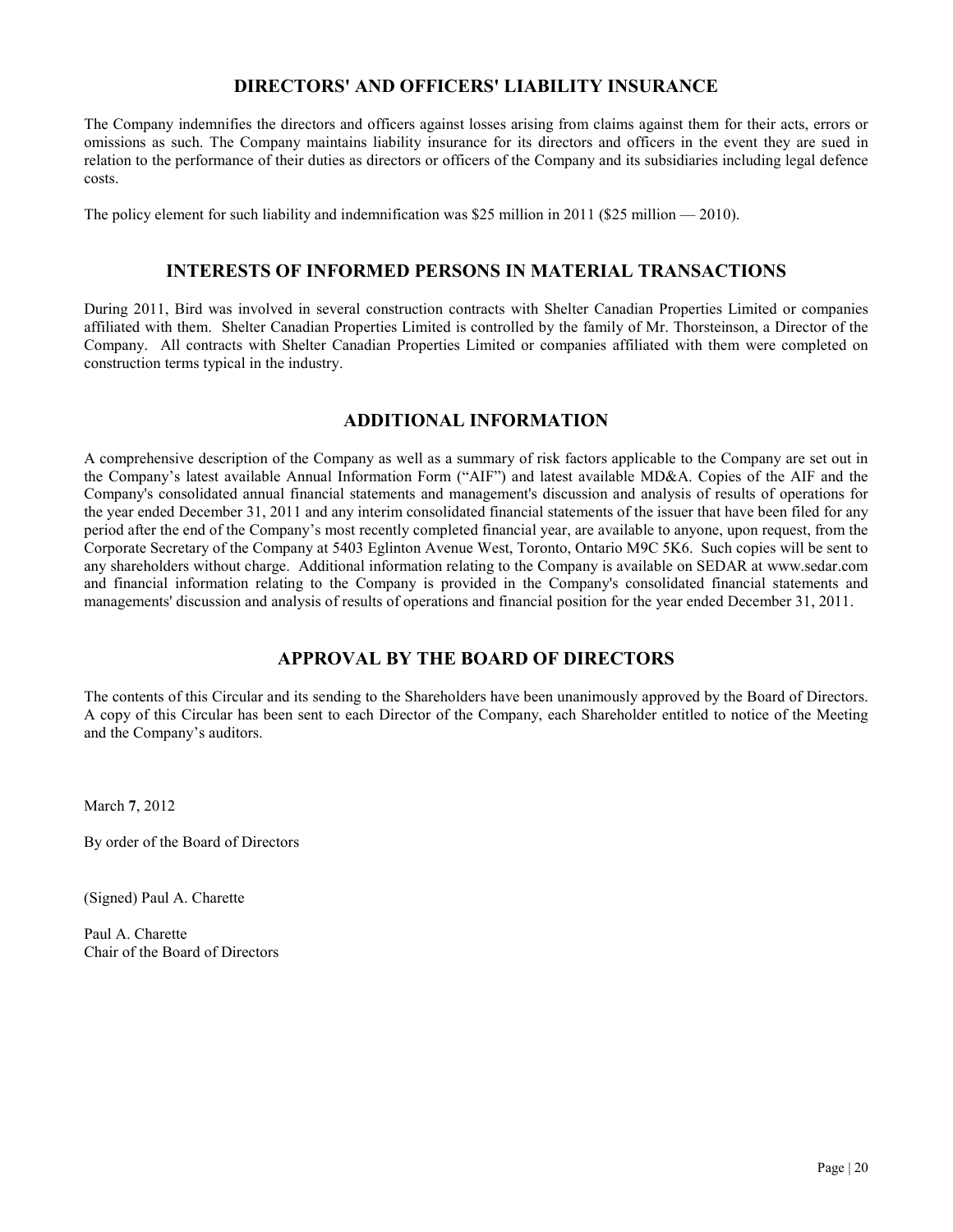## DIRECTORS' AND OFFICERS' LIABILITY INSURANCE

The Company indemnifies the directors and officers against losses arising from claims against them for their acts, errors or omissions as such. The Company maintains liability insurance for its directors and officers in the event they are sued in relation to the performance of their duties as directors or officers of the Company and its subsidiaries including legal defence costs.

The policy element for such liability and indemnification was $25 million in 2011 ($25 million — 2010).

## INTERESTS OF INFORMED PERSONS IN MATERIAL TRANSACTIONS

During 2011, Bird was involved in several construction contracts with Shelter Canadian Properties Limited or companies affiliated with them. Shelter Canadian Properties Limited is controlled by the family of Mr. Thorsteinson, a Director of the Company. All contracts with Shelter Canadian Properties Limited or companies affiliated with them were completed on construction terms typical in the industry.

## ADDITIONAL INFORMATION

A comprehensive description of the Company as well as a summary of risk factors applicable to the Company are set out in the Company's latest available Annual Information Form ("AIF") and latest available MD&A. Copies of the AIF and the Company's consolidated annual financial statements and management's discussion and analysis of results of operations for the year ended December 31, 2011 and any interim consolidated financial statements of the issuer that have been filed for any period after the end of the Company's most recently completed financial year, are available to anyone, upon request, from the Corporate Secretary of the Company at 5403 Eglinton Avenue West, Toronto, Ontario M9C 5K6. Such copies will be sent to any shareholders without charge. Additional information relating to the Company is available on SEDAR at www.sedar.com and financial information relating to the Company is provided in the Company's consolidated financial statements and managements' discussion and analysis of results of operations and financial position for the year ended December 31, 2011.

## APPROVAL BY THE BOARD OF DIRECTORS

The contents of this Circular and its sending to the Shareholders have been unanimously approved by the Board of Directors. A copy of this Circular has been sent to each Director of the Company, each Shareholder entitled to notice of the Meeting and the Company's auditors.

March **7**, 2012

By order of the Board of Directors

(Signed) Paul A. Charette

Paul A. Charette
Chair of the Board of Directors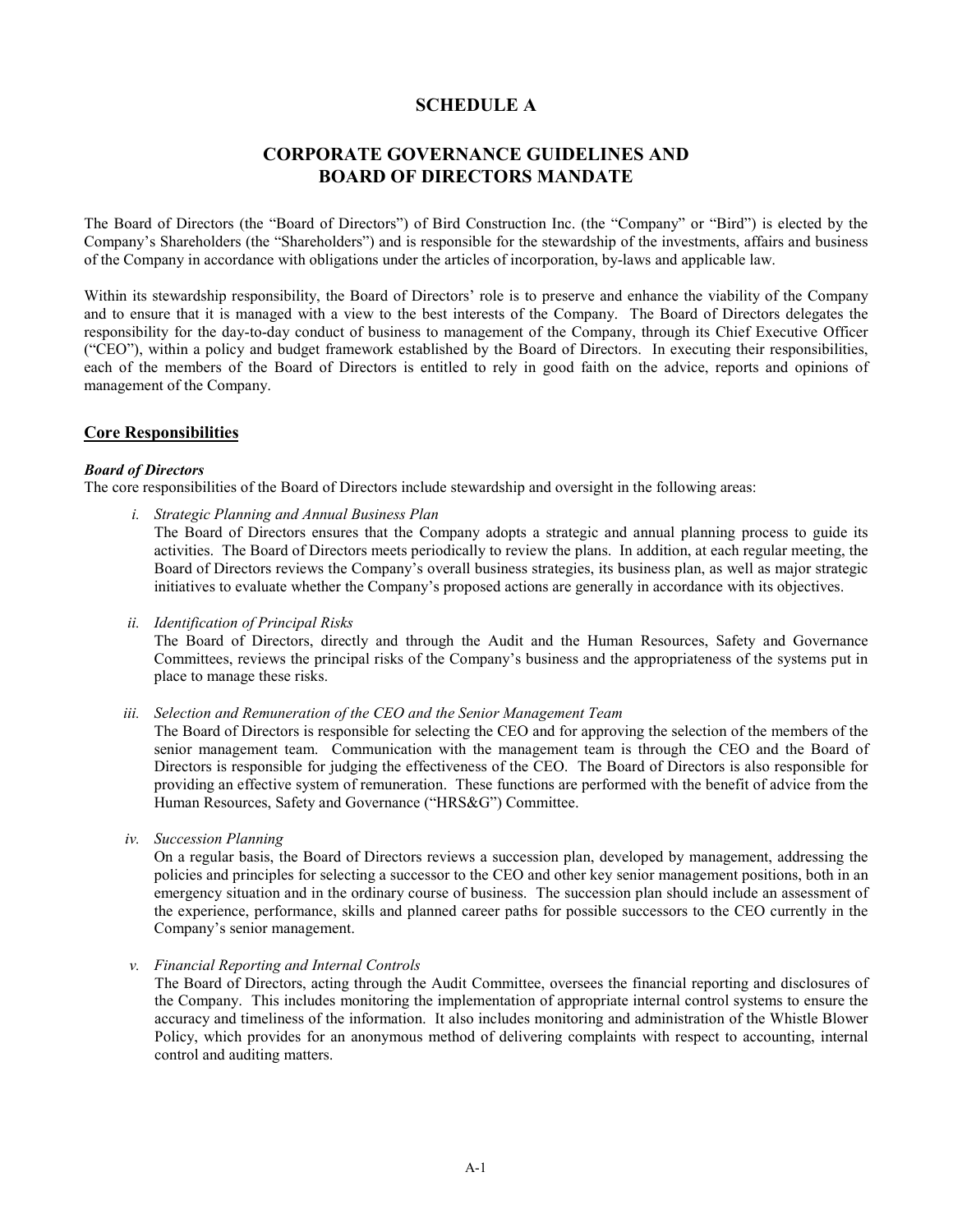# SCHEDULE A

# CORPORATE GOVERNANCE GUIDELINES AND BOARD OF DIRECTORS MANDATE

The Board of Directors (the "Board of Directors") of Bird Construction Inc. (the "Company" or "Bird") is elected by the Company's Shareholders (the "Shareholders") and is responsible for the stewardship of the investments, affairs and business of the Company in accordance with obligations under the articles of incorporation, by-laws and applicable law.

Within its stewardship responsibility, the Board of Directors' role is to preserve and enhance the viability of the Company and to ensure that it is managed with a view to the best interests of the Company. The Board of Directors delegates the responsibility for the day-to-day conduct of business to management of the Company, through its Chief Executive Officer ("CEO"), within a policy and budget framework established by the Board of Directors. In executing their responsibilities, each of the members of the Board of Directors is entitled to rely in good faith on the advice, reports and opinions of management of the Company.

## Core Responsibilities

***Board of Directors***

The core responsibilities of the Board of Directors include stewardship and oversight in the following areas:

i. *Strategic Planning and Annual Business Plan*

   The Board of Directors ensures that the Company adopts a strategic and annual planning process to guide its activities. The Board of Directors meets periodically to review the plans. In addition, at each regular meeting, the Board of Directors reviews the Company's overall business strategies, its business plan, as well as major strategic initiatives to evaluate whether the Company's proposed actions are generally in accordance with its objectives.

ii. *Identification of Principal Risks*

   The Board of Directors, directly and through the Audit and the Human Resources, Safety and Governance Committees, reviews the principal risks of the Company's business and the appropriateness of the systems put in place to manage these risks.

iii. *Selection and Remuneration of the CEO and the Senior Management Team*

   The Board of Directors is responsible for selecting the CEO and for approving the selection of the members of the senior management team. Communication with the management team is through the CEO and the Board of Directors is responsible for judging the effectiveness of the CEO. The Board of Directors is also responsible for providing an effective system of remuneration. These functions are performed with the benefit of advice from the Human Resources, Safety and Governance ("HRS&G") Committee.

iv. *Succession Planning*

   On a regular basis, the Board of Directors reviews a succession plan, developed by management, addressing the policies and principles for selecting a successor to the CEO and other key senior management positions, both in an emergency situation and in the ordinary course of business. The succession plan should include an assessment of the experience, performance, skills and planned career paths for possible successors to the CEO currently in the Company's senior management.

v. *Financial Reporting and Internal Controls*

   The Board of Directors, acting through the Audit Committee, oversees the financial reporting and disclosures of the Company. This includes monitoring the implementation of appropriate internal control systems to ensure the accuracy and timeliness of the information. It also includes monitoring and administration of the Whistle Blower Policy, which provides for an anonymous method of delivering complaints with respect to accounting, internal control and auditing matters.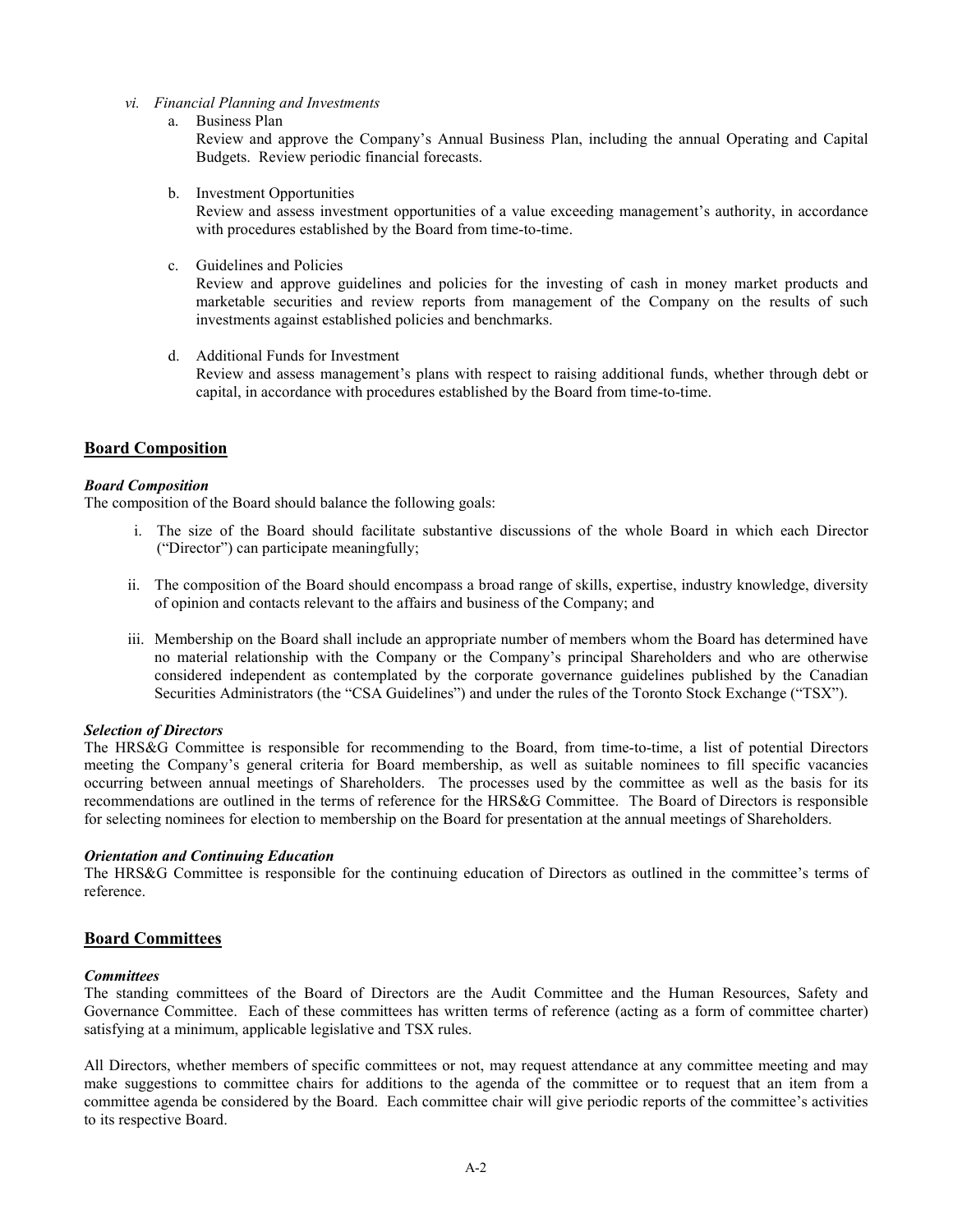*vi. Financial Planning and Investments*

a. Business Plan

Review and approve the Company's Annual Business Plan, including the annual Operating and Capital Budgets. Review periodic financial forecasts.

b. Investment Opportunities

Review and assess investment opportunities of a value exceeding management's authority, in accordance with procedures established by the Board from time-to-time.

c. Guidelines and Policies

Review and approve guidelines and policies for the investing of cash in money market products and marketable securities and review reports from management of the Company on the results of such investments against established policies and benchmarks.

d. Additional Funds for Investment

Review and assess management's plans with respect to raising additional funds, whether through debt or capital, in accordance with procedures established by the Board from time-to-time.

## Board Composition

***Board Composition***

The composition of the Board should balance the following goals:

i. The size of the Board should facilitate substantive discussions of the whole Board in which each Director ("Director") can participate meaningfully;

ii. The composition of the Board should encompass a broad range of skills, expertise, industry knowledge, diversity of opinion and contacts relevant to the affairs and business of the Company; and

iii. Membership on the Board shall include an appropriate number of members whom the Board has determined have no material relationship with the Company or the Company's principal Shareholders and who are otherwise considered independent as contemplated by the corporate governance guidelines published by the Canadian Securities Administrators (the "CSA Guidelines") and under the rules of the Toronto Stock Exchange ("TSX").

***Selection of Directors***

The HRS&G Committee is responsible for recommending to the Board, from time-to-time, a list of potential Directors meeting the Company's general criteria for Board membership, as well as suitable nominees to fill specific vacancies occurring between annual meetings of Shareholders. The processes used by the committee as well as the basis for its recommendations are outlined in the terms of reference for the HRS&G Committee. The Board of Directors is responsible for selecting nominees for election to membership on the Board for presentation at the annual meetings of Shareholders.

***Orientation and Continuing Education***

The HRS&G Committee is responsible for the continuing education of Directors as outlined in the committee's terms of reference.

## Board Committees

***Committees***

The standing committees of the Board of Directors are the Audit Committee and the Human Resources, Safety and Governance Committee. Each of these committees has written terms of reference (acting as a form of committee charter) satisfying at a minimum, applicable legislative and TSX rules.

All Directors, whether members of specific committees or not, may request attendance at any committee meeting and may make suggestions to committee chairs for additions to the agenda of the committee or to request that an item from a committee agenda be considered by the Board. Each committee chair will give periodic reports of the committee's activities to its respective Board.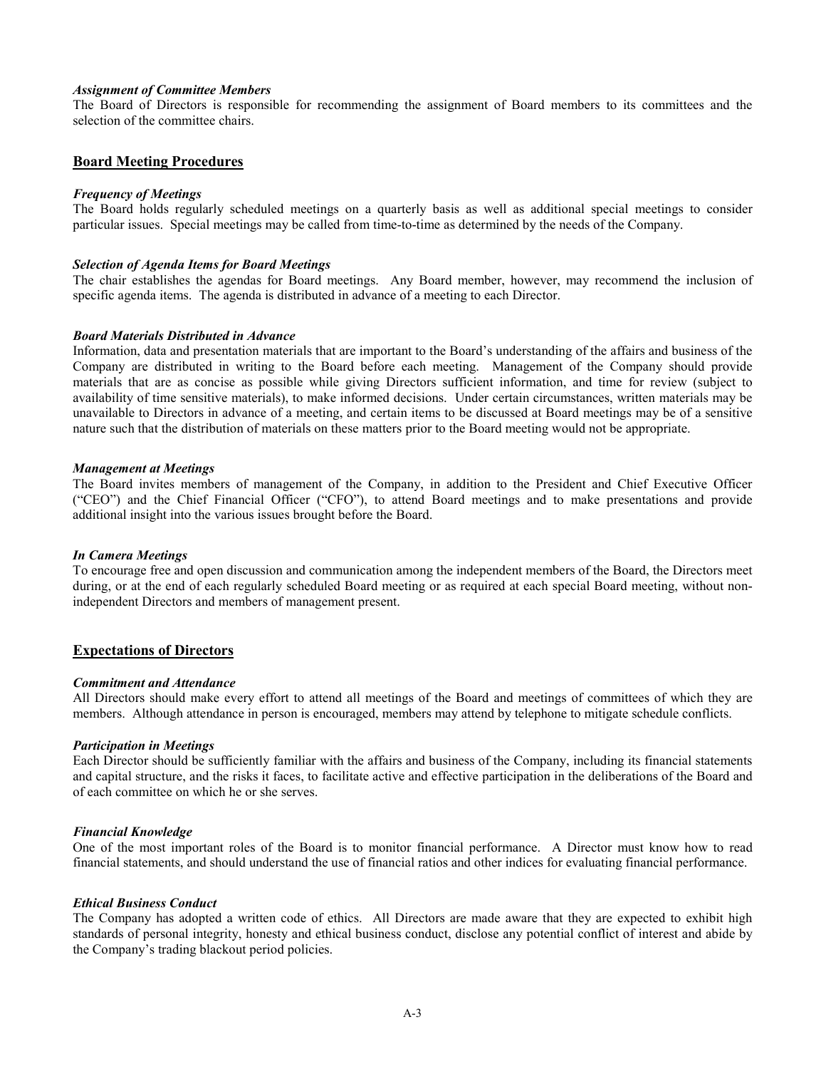***Assignment of Committee Members***
The Board of Directors is responsible for recommending the assignment of Board members to its committees and the selection of the committee chairs.

## Board Meeting Procedures

***Frequency of Meetings***
The Board holds regularly scheduled meetings on a quarterly basis as well as additional special meetings to consider particular issues. Special meetings may be called from time-to-time as determined by the needs of the Company.

***Selection of Agenda Items for Board Meetings***
The chair establishes the agendas for Board meetings. Any Board member, however, may recommend the inclusion of specific agenda items. The agenda is distributed in advance of a meeting to each Director.

***Board Materials Distributed in Advance***
Information, data and presentation materials that are important to the Board's understanding of the affairs and business of the Company are distributed in writing to the Board before each meeting. Management of the Company should provide materials that are as concise as possible while giving Directors sufficient information, and time for review (subject to availability of time sensitive materials), to make informed decisions. Under certain circumstances, written materials may be unavailable to Directors in advance of a meeting, and certain items to be discussed at Board meetings may be of a sensitive nature such that the distribution of materials on these matters prior to the Board meeting would not be appropriate.

***Management at Meetings***
The Board invites members of management of the Company, in addition to the President and Chief Executive Officer ("CEO") and the Chief Financial Officer ("CFO"), to attend Board meetings and to make presentations and provide additional insight into the various issues brought before the Board.

***In Camera Meetings***
To encourage free and open discussion and communication among the independent members of the Board, the Directors meet during, or at the end of each regularly scheduled Board meeting or as required at each special Board meeting, without non-independent Directors and members of management present.

## Expectations of Directors

***Commitment and Attendance***
All Directors should make every effort to attend all meetings of the Board and meetings of committees of which they are members. Although attendance in person is encouraged, members may attend by telephone to mitigate schedule conflicts.

***Participation in Meetings***
Each Director should be sufficiently familiar with the affairs and business of the Company, including its financial statements and capital structure, and the risks it faces, to facilitate active and effective participation in the deliberations of the Board and of each committee on which he or she serves.

***Financial Knowledge***
One of the most important roles of the Board is to monitor financial performance. A Director must know how to read financial statements, and should understand the use of financial ratios and other indices for evaluating financial performance.

***Ethical Business Conduct***
The Company has adopted a written code of ethics. All Directors are made aware that they are expected to exhibit high standards of personal integrity, honesty and ethical business conduct, disclose any potential conflict of interest and abide by the Company's trading blackout period policies.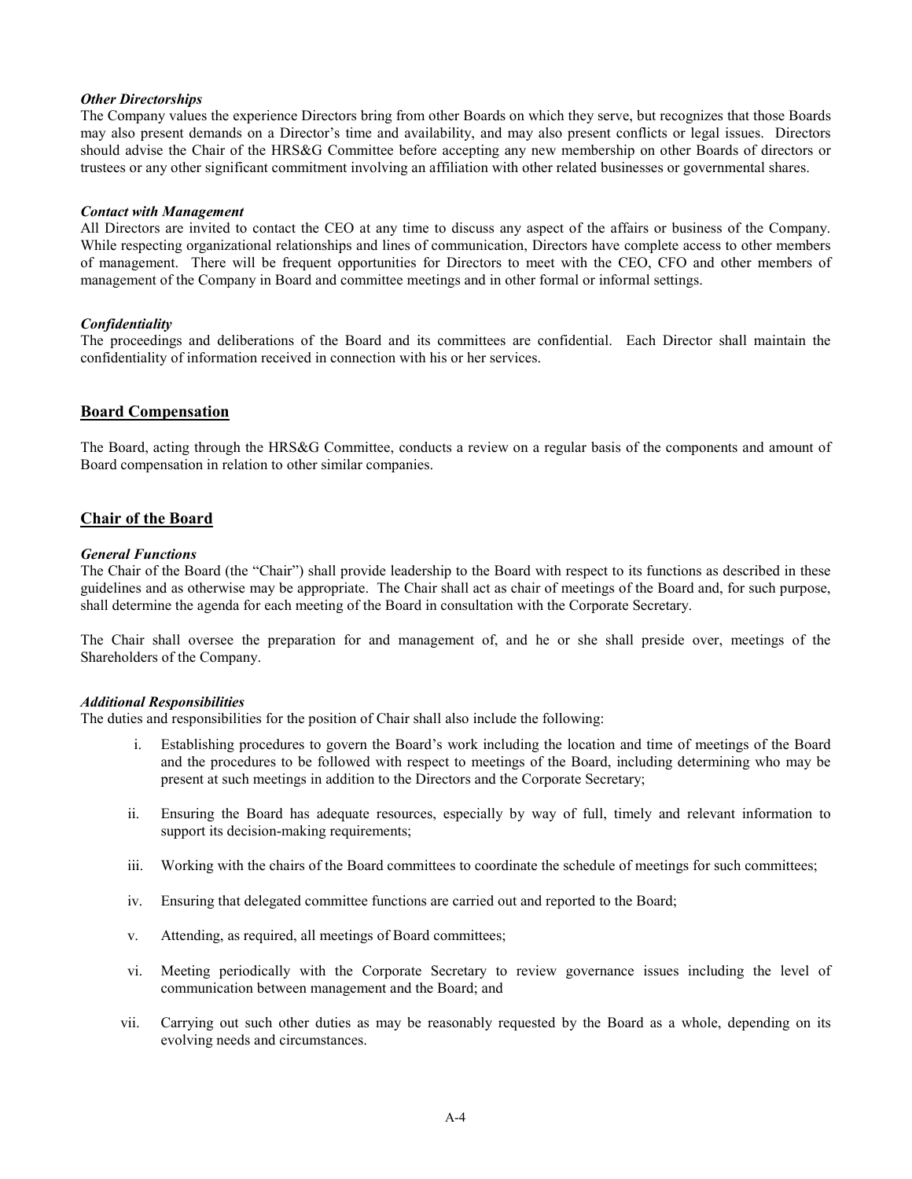### *Other Directorships*

The Company values the experience Directors bring from other Boards on which they serve, but recognizes that those Boards may also present demands on a Director's time and availability, and may also present conflicts or legal issues. Directors should advise the Chair of the HRS&G Committee before accepting any new membership on other Boards of directors or trustees or any other significant commitment involving an affiliation with other related businesses or governmental shares.

### *Contact with Management*

All Directors are invited to contact the CEO at any time to discuss any aspect of the affairs or business of the Company. While respecting organizational relationships and lines of communication, Directors have complete access to other members of management. There will be frequent opportunities for Directors to meet with the CEO, CFO and other members of management of the Company in Board and committee meetings and in other formal or informal settings.

### *Confidentiality*

The proceedings and deliberations of the Board and its committees are confidential. Each Director shall maintain the confidentiality of information received in connection with his or her services.

## Board Compensation

The Board, acting through the HRS&G Committee, conducts a review on a regular basis of the components and amount of Board compensation in relation to other similar companies.

## Chair of the Board

### *General Functions*

The Chair of the Board (the "Chair") shall provide leadership to the Board with respect to its functions as described in these guidelines and as otherwise may be appropriate. The Chair shall act as chair of meetings of the Board and, for such purpose, shall determine the agenda for each meeting of the Board in consultation with the Corporate Secretary.

The Chair shall oversee the preparation for and management of, and he or she shall preside over, meetings of the Shareholders of the Company.

### *Additional Responsibilities*

The duties and responsibilities for the position of Chair shall also include the following:

i. Establishing procedures to govern the Board's work including the location and time of meetings of the Board and the procedures to be followed with respect to meetings of the Board, including determining who may be present at such meetings in addition to the Directors and the Corporate Secretary;

ii. Ensuring the Board has adequate resources, especially by way of full, timely and relevant information to support its decision-making requirements;

iii. Working with the chairs of the Board committees to coordinate the schedule of meetings for such committees;

iv. Ensuring that delegated committee functions are carried out and reported to the Board;

v. Attending, as required, all meetings of Board committees;

vi. Meeting periodically with the Corporate Secretary to review governance issues including the level of communication between management and the Board; and

vii. Carrying out such other duties as may be reasonably requested by the Board as a whole, depending on its evolving needs and circumstances.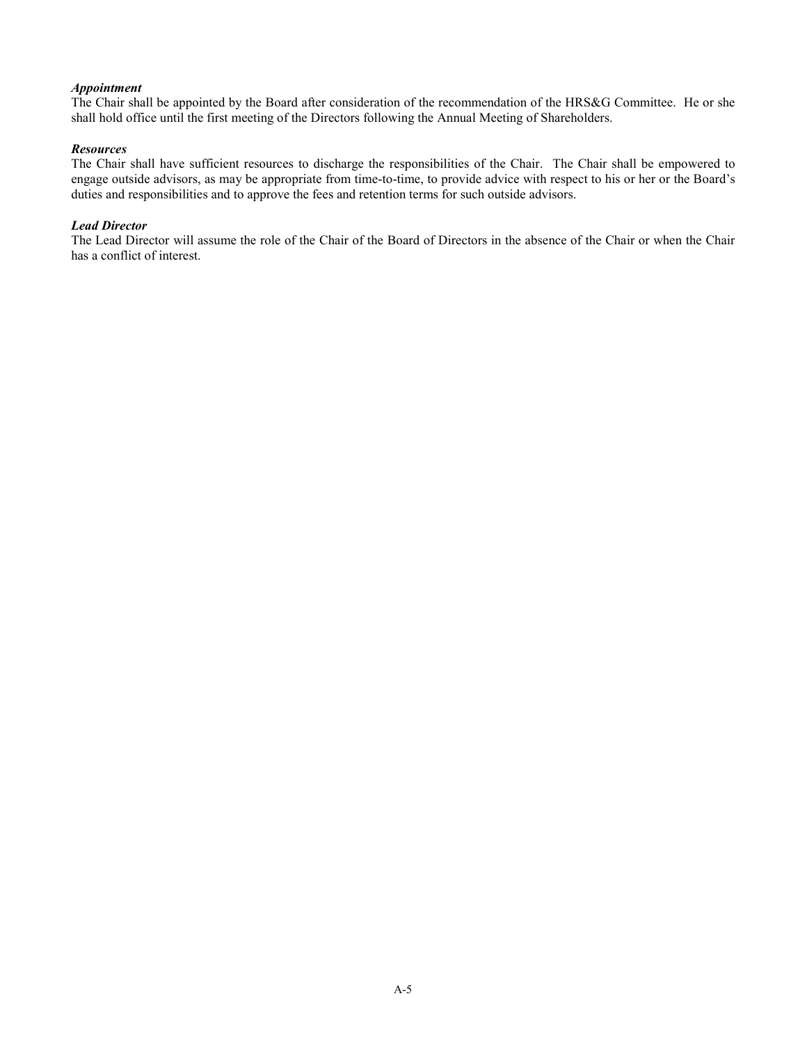***Appointment***
The Chair shall be appointed by the Board after consideration of the recommendation of the HRS&G Committee. He or she shall hold office until the first meeting of the Directors following the Annual Meeting of Shareholders.

***Resources***
The Chair shall have sufficient resources to discharge the responsibilities of the Chair. The Chair shall be empowered to engage outside advisors, as may be appropriate from time-to-time, to provide advice with respect to his or her or the Board's duties and responsibilities and to approve the fees and retention terms for such outside advisors.

***Lead Director***
The Lead Director will assume the role of the Chair of the Board of Directors in the absence of the Chair or when the Chair has a conflict of interest.